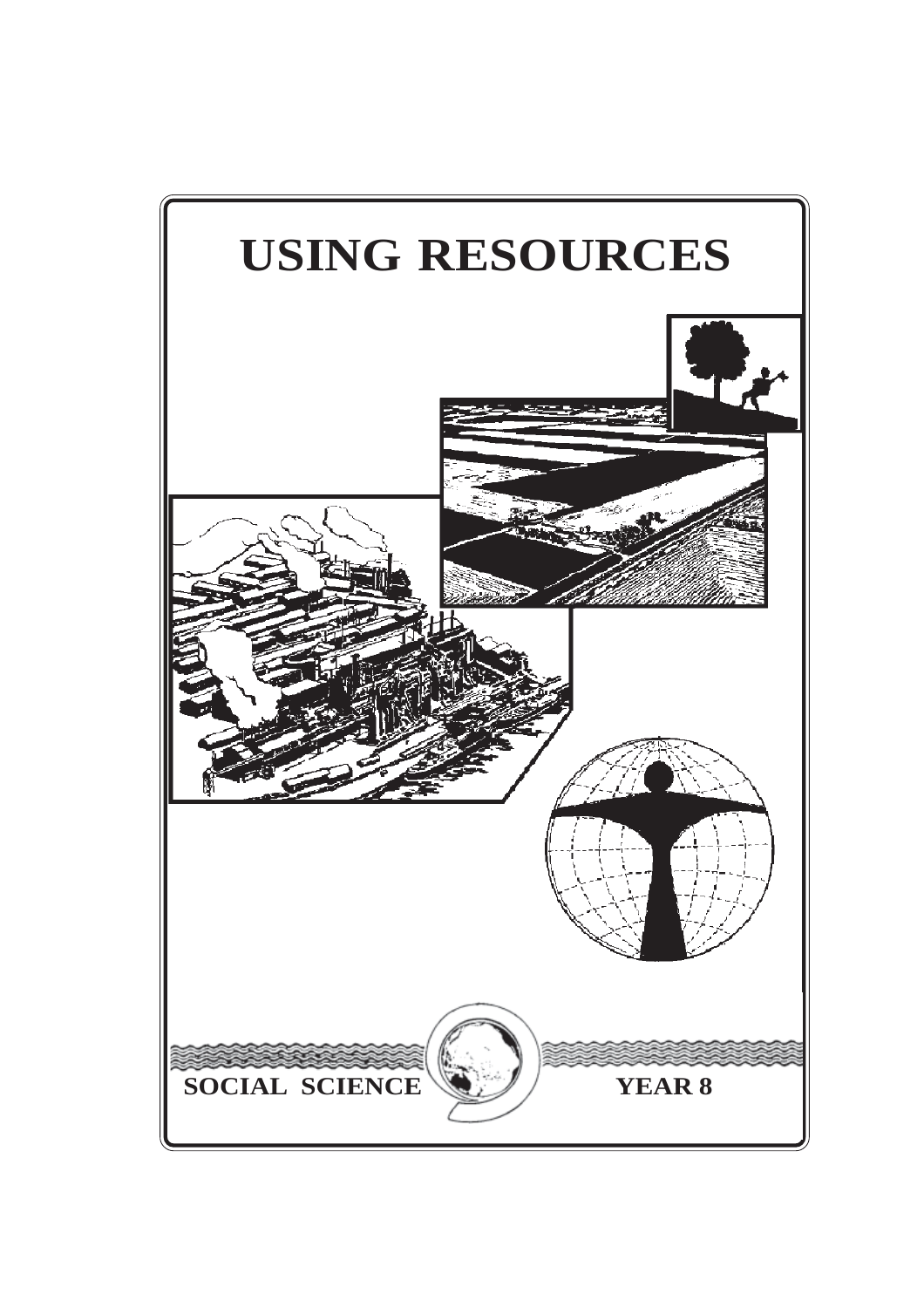# USING RESOURCES

SOCIAL SCIENCE

YEAR 8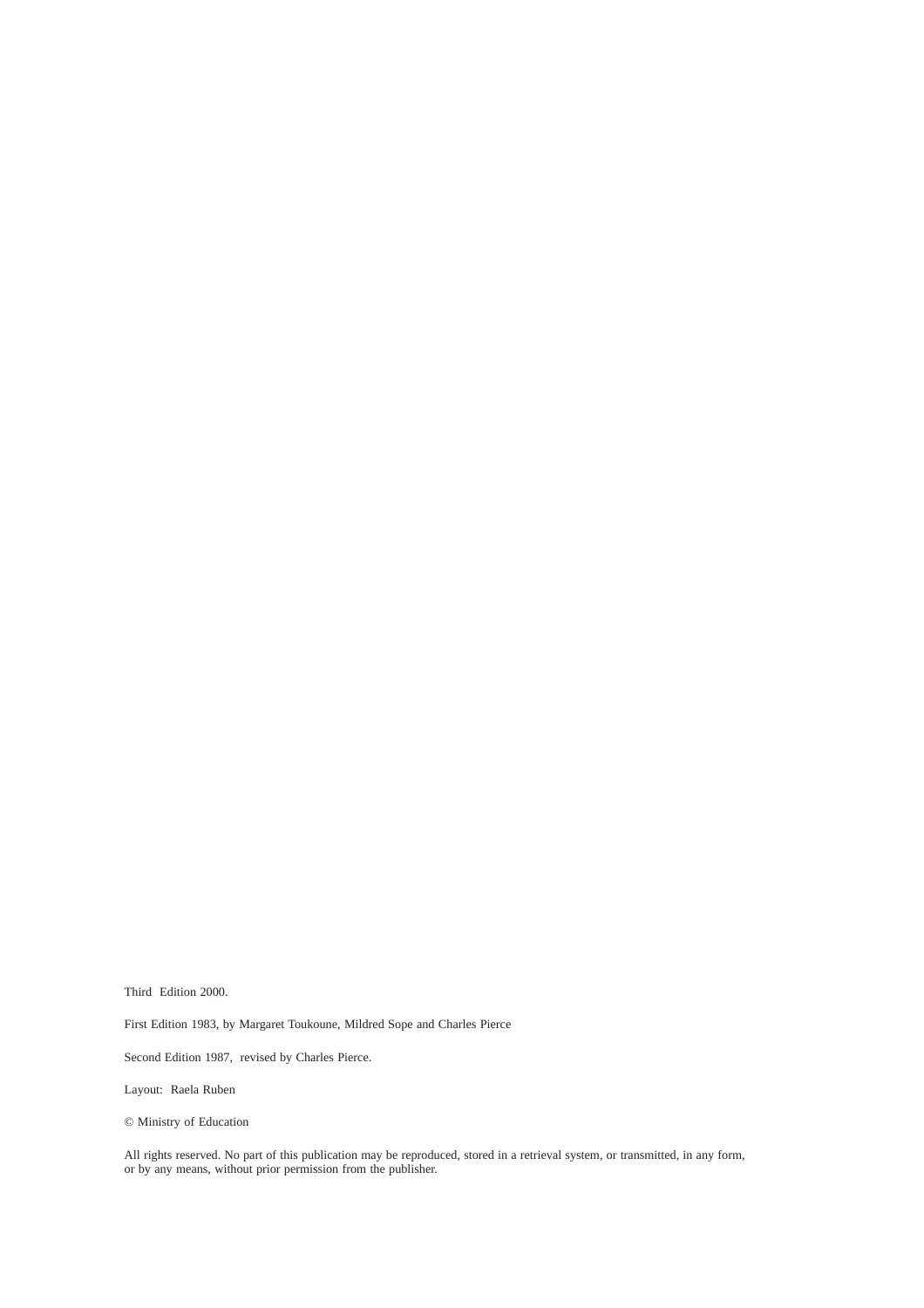Third Edition 2000.

First Edition 1983, by Margaret Toukoune, Mildred Sope and Charles Pierce

Second Edition 1987, revised by Charles Pierce.

Layout: Raela Ruben

© Ministry of Education

All rights reserved. No part of this publication may be reproduced, stored in a retrieval system, or transmitted, in any form, or by any means, without prior permission from the publisher.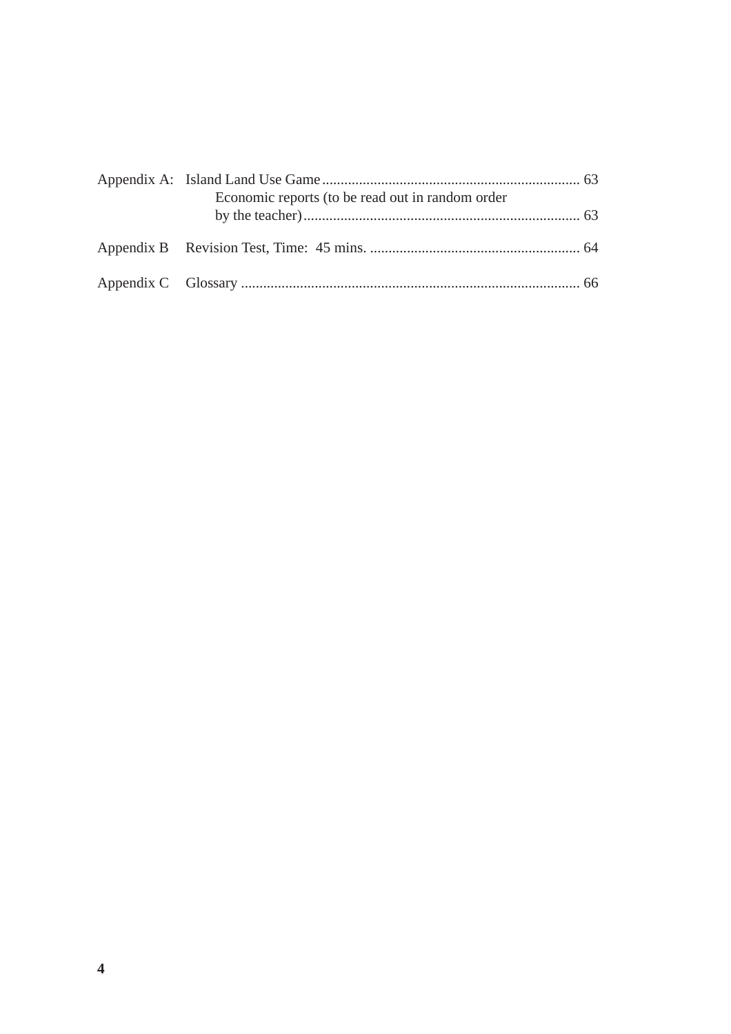| | | |
|---|---|---|
| Appendix A: | Island Land Use Game | 63 |
| | Economic reports (to be read out in random order by the teacher) | 63 |
| Appendix B | Revision Test, Time: 45 mins. | 64 |
| Appendix C | Glossary | 66 |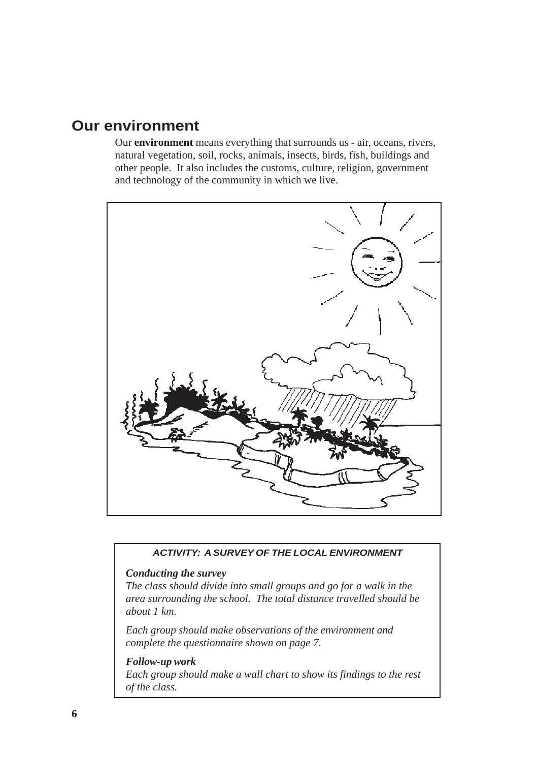# Our environment

Our **environment** means everything that surrounds us - air, oceans, rivers, natural vegetation, soil, rocks, animals, insects, birds, fish, buildings and other people. It also includes the customs, culture, religion, government and technology of the community in which we live.

***ACTIVITY: A SURVEY OF THE LOCAL ENVIRONMENT***

***Conducting the survey***

*The class should divide into small groups and go for a walk in the area surrounding the school. The total distance travelled should be about 1 km.*

*Each group should make observations of the environment and complete the questionnaire shown on page 7.*

***Follow-up work***

*Each group should make a wall chart to show its findings to the rest of the class.*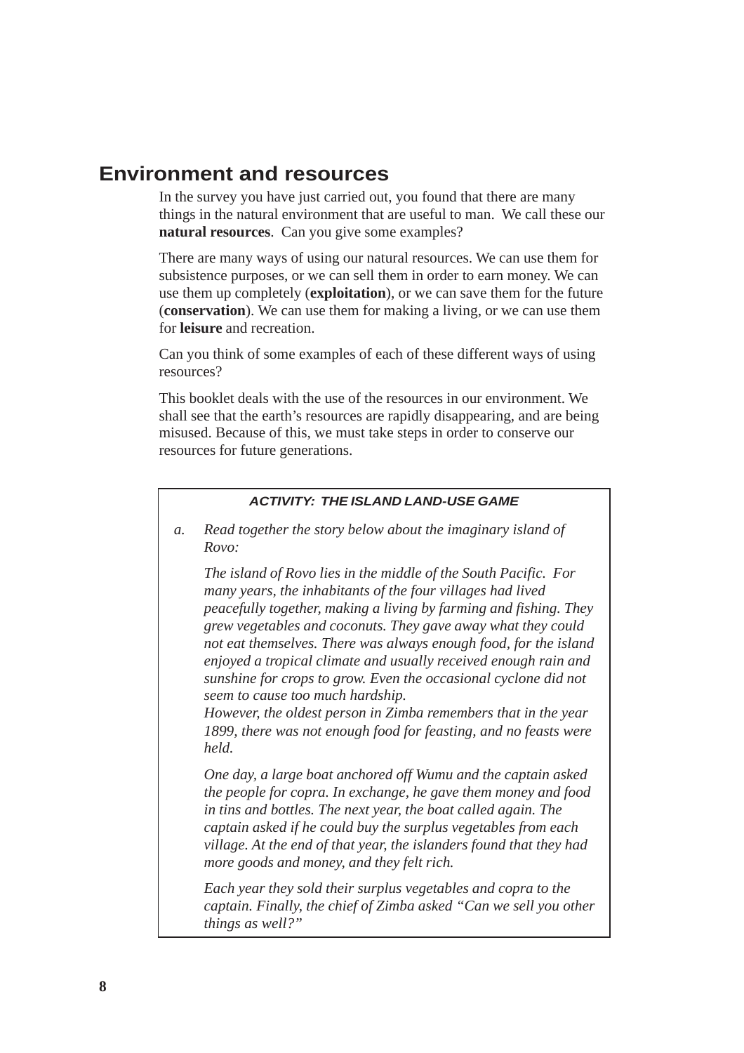## Environment and resources

In the survey you have just carried out, you found that there are many things in the natural environment that are useful to man. We call these our **natural resources**. Can you give some examples?

There are many ways of using our natural resources. We can use them for subsistence purposes, or we can sell them in order to earn money. We can use them up completely (**exploitation**), or we can save them for the future (**conservation**). We can use them for making a living, or we can use them for **leisure** and recreation.

Can you think of some examples of each of these different ways of using resources?

This booklet deals with the use of the resources in our environment. We shall see that the earth's resources are rapidly disappearing, and are being misused. Because of this, we must take steps in order to conserve our resources for future generations.

---

***ACTIVITY: THE ISLAND LAND-USE GAME***

*a.* *Read together the story below about the imaginary island of Rovo:*

*The island of Rovo lies in the middle of the South Pacific. For many years, the inhabitants of the four villages had lived peacefully together, making a living by farming and fishing. They grew vegetables and coconuts. They gave away what they could not eat themselves. There was always enough food, for the island enjoyed a tropical climate and usually received enough rain and sunshine for crops to grow. Even the occasional cyclone did not seem to cause too much hardship.*
*However, the oldest person in Zimba remembers that in the year 1899, there was not enough food for feasting, and no feasts were held.*

*One day, a large boat anchored off Wumu and the captain asked the people for copra. In exchange, he gave them money and food in tins and bottles. The next year, the boat called again. The captain asked if he could buy the surplus vegetables from each village. At the end of that year, the islanders found that they had more goods and money, and they felt rich.*

*Each year they sold their surplus vegetables and copra to the captain. Finally, the chief of Zimba asked "Can we sell you other things as well?"*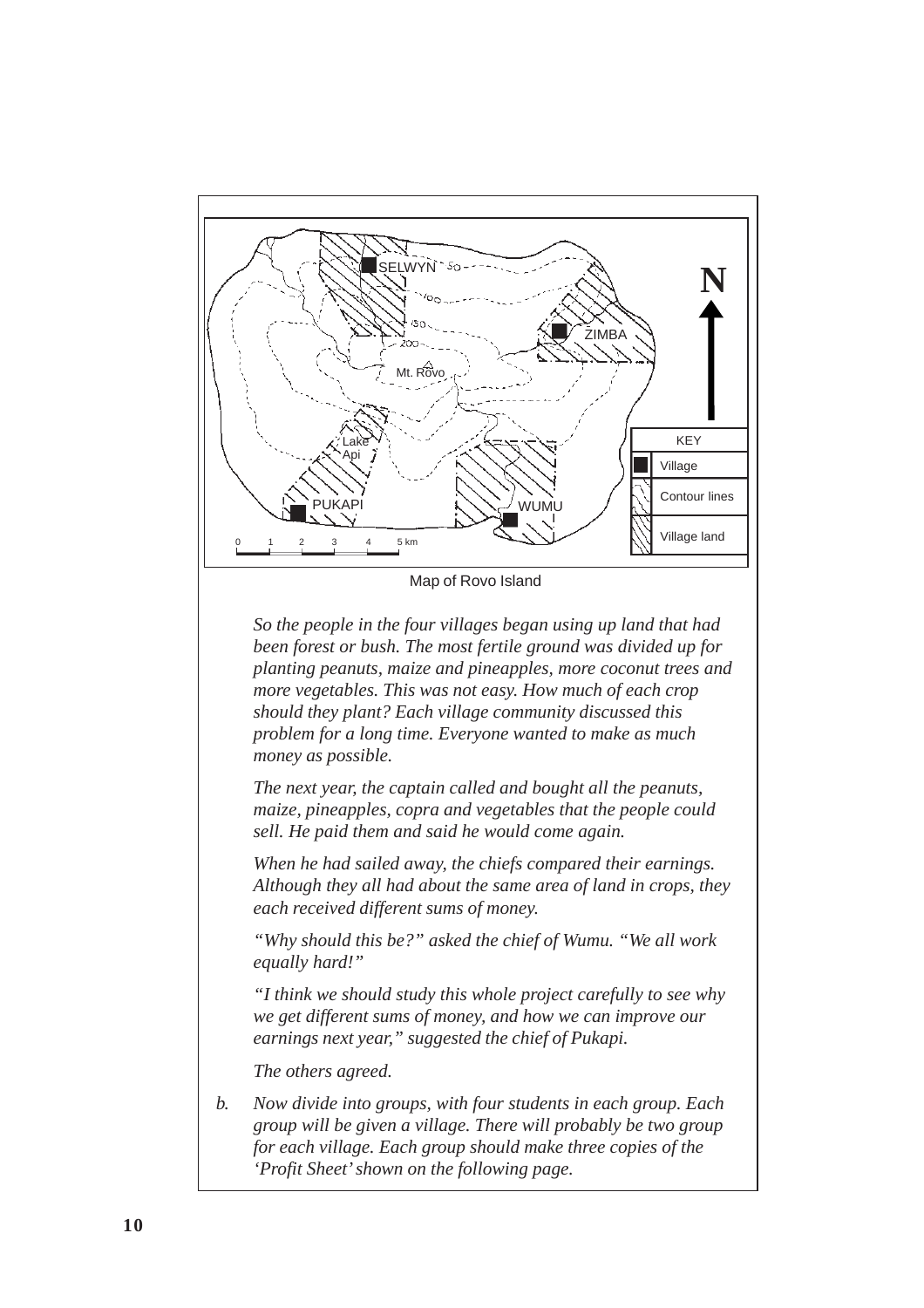Map of Rovo Island

*So the people in the four villages began using up land that had been forest or bush. The most fertile ground was divided up for planting peanuts, maize and pineapples, more coconut trees and more vegetables. This was not easy. How much of each crop should they plant? Each village community discussed this problem for a long time. Everyone wanted to make as much money as possible.*

*The next year, the captain called and bought all the peanuts, maize, pineapples, copra and vegetables that the people could sell. He paid them and said he would come again.*

*When he had sailed away, the chiefs compared their earnings. Although they all had about the same area of land in crops, they each received different sums of money.*

*"Why should this be?" asked the chief of Wumu. "We all work equally hard!"*

*"I think we should study this whole project carefully to see why we get different sums of money, and how we can improve our earnings next year," suggested the chief of Pukapi.*

*The others agreed.*

*b.* *Now divide into groups, with four students in each group. Each group will be given a village. There will probably be two group for each village. Each group should make three copies of the 'Profit Sheet' shown on the following page.*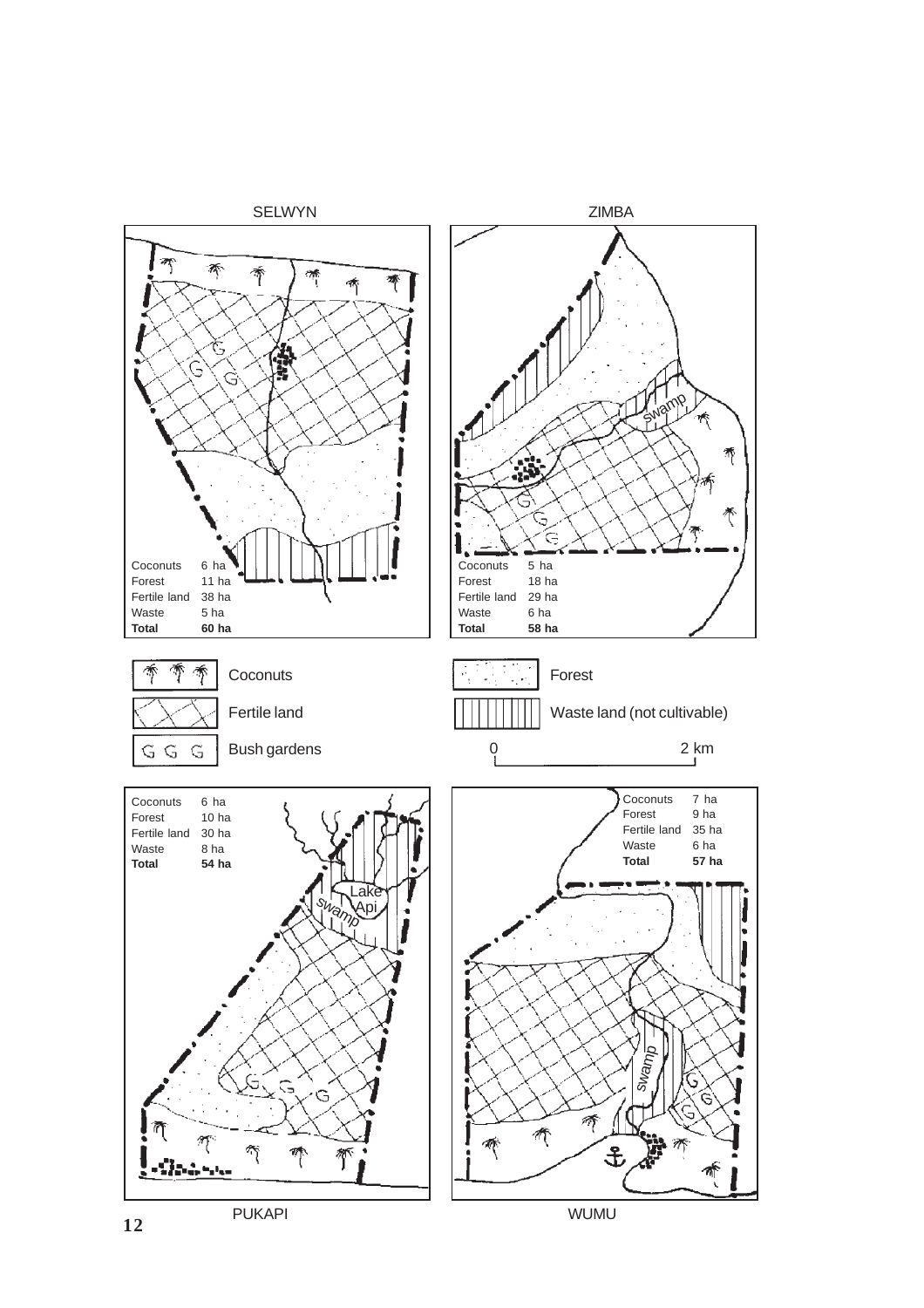SELWYN

| | |
|---|---|
| Coconuts | 6 ha |
| Forest | 11 ha |
| Fertile land | 38 ha |
| Waste | 5 ha |
| **Total** | **60 ha** |

ZIMBA

| | |
|---|---|
| Coconuts | 5 ha |
| Forest | 18 ha |
| Fertile land | 29 ha |
| Waste | 6 ha |
| **Total** | **58 ha** |

Coconuts

Forest

Fertile land

Waste land (not cultivable)

Bush gardens

0 — 2 km

| | |
|---|---|
| Coconuts | 6 ha |
| Forest | 10 ha |
| Fertile land | 30 ha |
| Waste | 8 ha |
| **Total** | **54 ha** |

Lake Api

swamp

PUKAPI

| | |
|---|---|
| Coconuts | 7 ha |
| Forest | 9 ha |
| Fertile land | 35 ha |
| Waste | 6 ha |
| **Total** | **57 ha** |

swamp

WUMU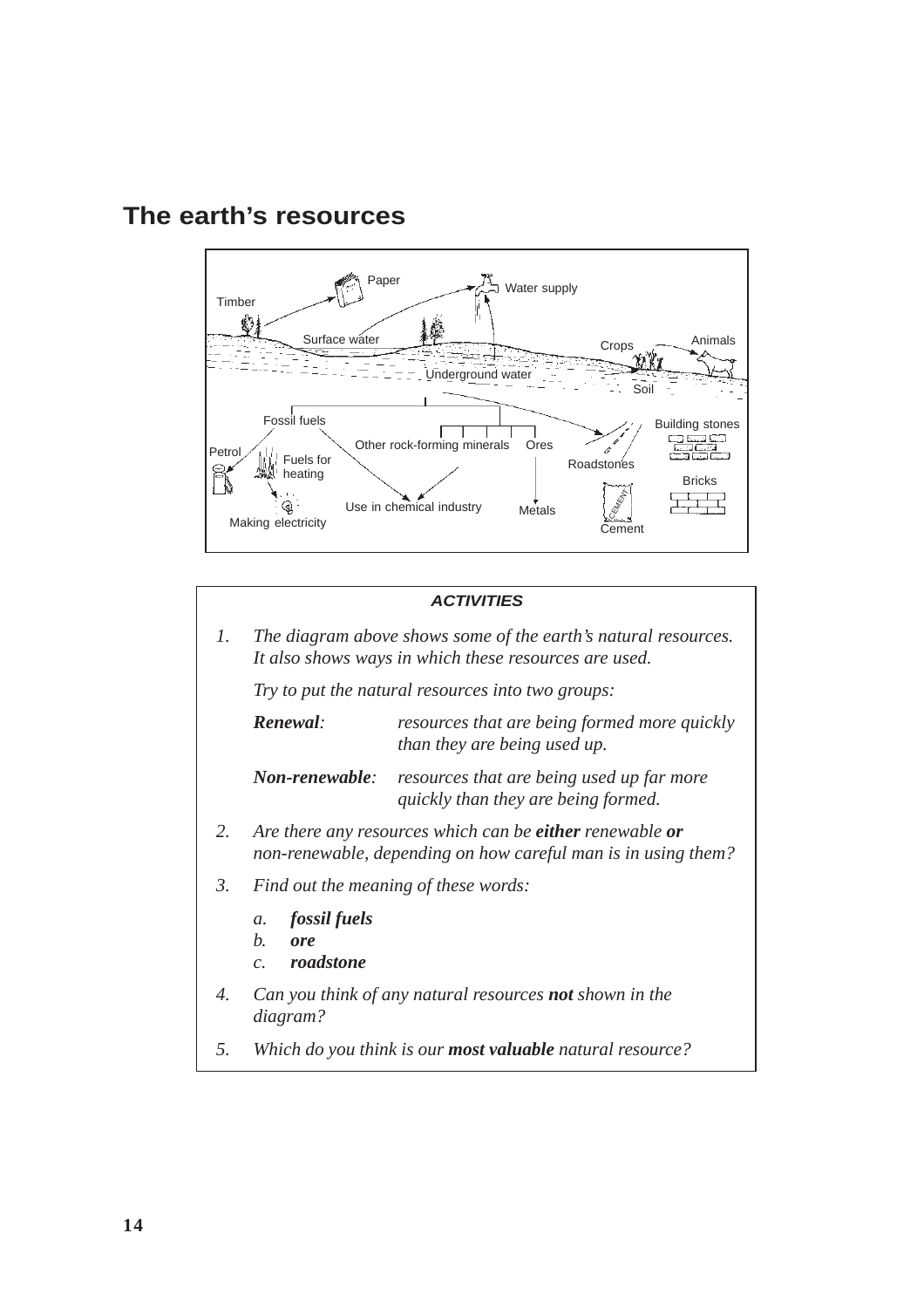# The earth's resources

Timber, Paper, Water supply, Surface water, Underground water, Crops, Animals, Soil, Fossil fuels, Other rock-forming minerals, Ores, Roadstones, Building stones, Petrol, Fuels for heating, Bricks, Use in chemical industry, Metals, Making electricity, Cement

***ACTIVITIES***

1. *The diagram above shows some of the earth's natural resources. It also shows ways in which these resources are used.*

   *Try to put the natural resources into two groups:*

   ***Renewal**: resources that are being formed more quickly than they are being used up.*

   ***Non-renewable**: resources that are being used up far more quickly than they are being formed.*

2. *Are there any resources which can be **either** renewable **or** non-renewable, depending on how careful man is in using them?*

3. *Find out the meaning of these words:*

   *a.* ***fossil fuels***
   *b.* ***ore***
   *c.* ***roadstone***

4. *Can you think of any natural resources **not** shown in the diagram?*

5. *Which do you think is our **most valuable** natural resource?*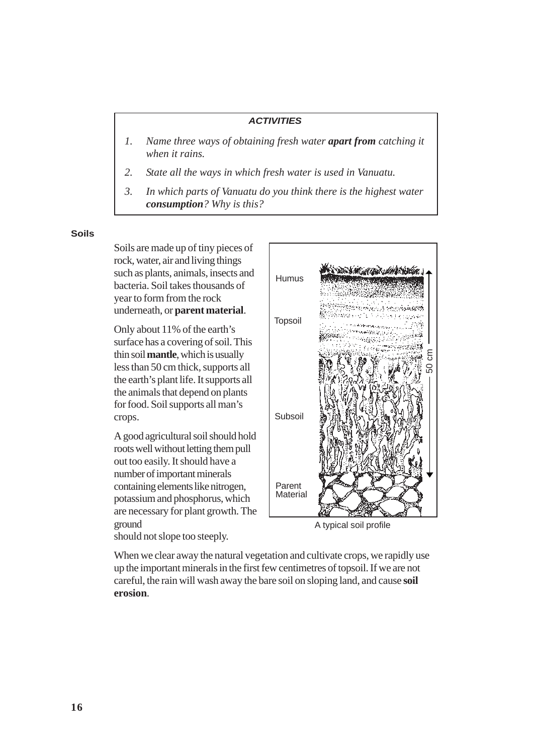**ACTIVITIES**

1. *Name three ways of obtaining fresh water **apart from** catching it when it rains.*
2. *State all the ways in which fresh water is used in Vanuatu.*
3. *In which parts of Vanuatu do you think there is the highest water **consumption**? Why is this?*

### Soils

Soils are made up of tiny pieces of rock, water, air and living things such as plants, animals, insects and bacteria. Soil takes thousands of year to form from the rock underneath, or **parent material**.

Only about 11% of the earth's surface has a covering of soil. This thin soil **mantle**, which is usually less than 50 cm thick, supports all the earth's plant life. It supports all the animals that depend on plants for food. Soil supports all man's crops.

A good agricultural soil should hold roots well without letting them pull out too easily. It should have a number of important minerals containing elements like nitrogen, potassium and phosphorus, which are necessary for plant growth. The ground should not slope too steeply.

Humus

Topsoil

Subsoil

Parent Material

50 cm

A typical soil profile

When we clear away the natural vegetation and cultivate crops, we rapidly use up the important minerals in the first few centimetres of topsoil. If we are not careful, the rain will wash away the bare soil on sloping land, and cause **soil erosion**.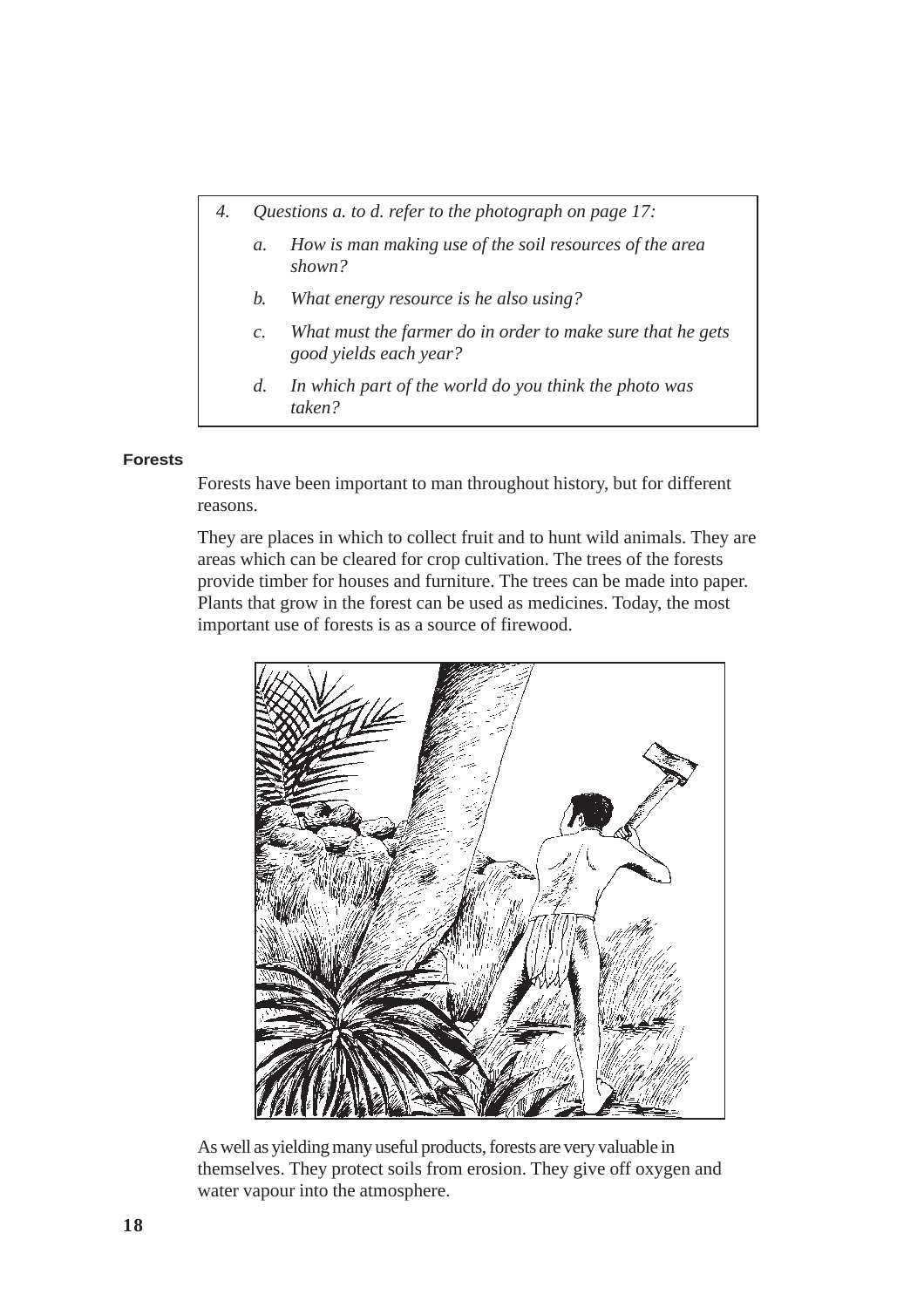*4. Questions a. to d. refer to the photograph on page 17:*

*a. How is man making use of the soil resources of the area shown?*

*b. What energy resource is he also using?*

*c. What must the farmer do in order to make sure that he gets good yields each year?*

*d. In which part of the world do you think the photo was taken?*

**Forests**

Forests have been important to man throughout history, but for different reasons.

They are places in which to collect fruit and to hunt wild animals. They are areas which can be cleared for crop cultivation. The trees of the forests provide timber for houses and furniture. The trees can be made into paper. Plants that grow in the forest can be used as medicines. Today, the most important use of forests is as a source of firewood.

As well as yielding many useful products, forests are very valuable in themselves. They protect soils from erosion. They give off oxygen and water vapour into the atmosphere.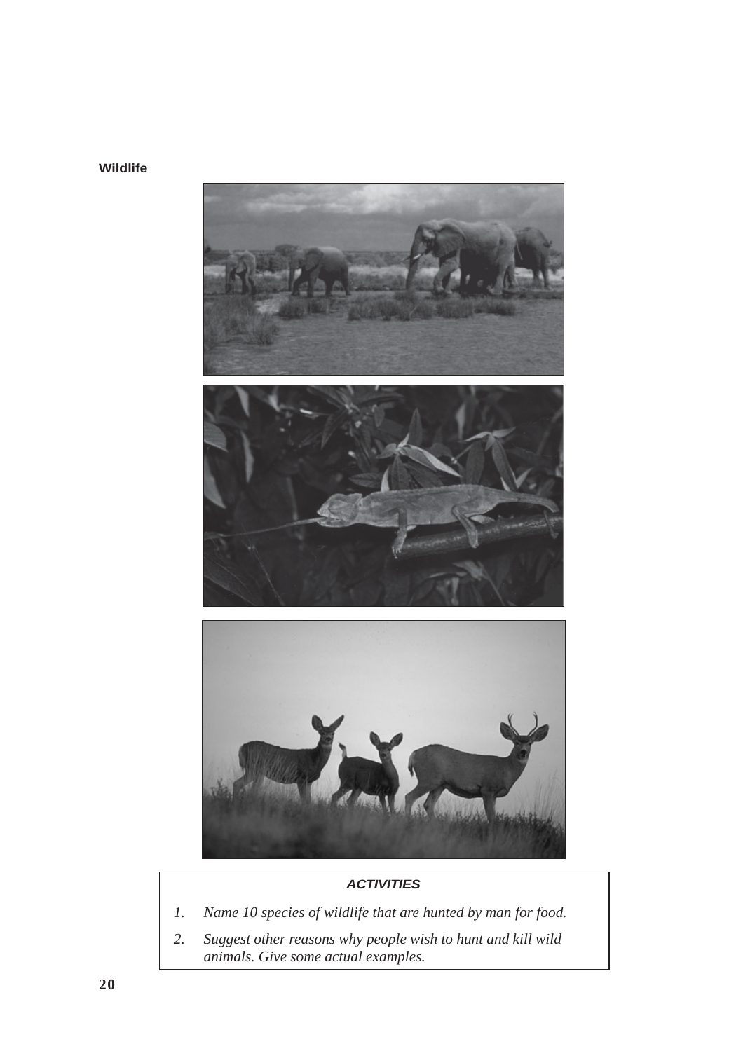**Wildlife**

***ACTIVITIES***

1. *Name 10 species of wildlife that are hunted by man for food.*
2. *Suggest other reasons why people wish to hunt and kill wild animals. Give some actual examples.*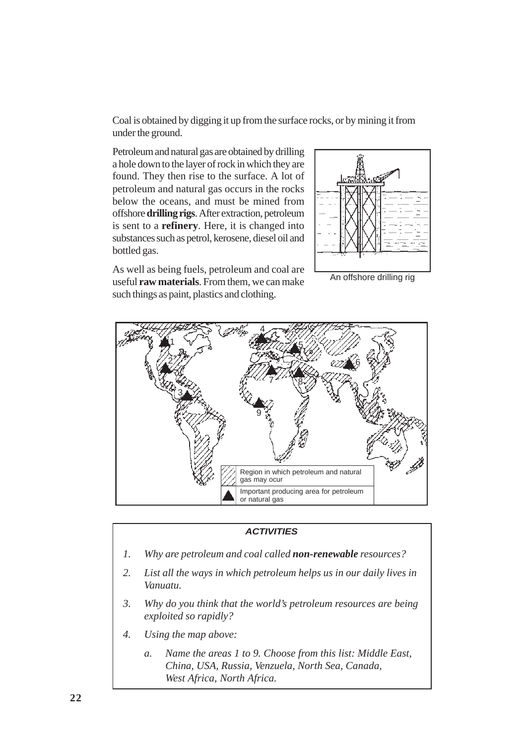Coal is obtained by digging it up from the surface rocks, or by mining it from under the ground.

Petroleum and natural gas are obtained by drilling a hole down to the layer of rock in which they are found. They then rise to the surface. A lot of petroleum and natural gas occurs in the rocks below the oceans, and must be mined from offshore **drilling rigs**. After extraction, petroleum is sent to a **refinery**. Here, it is changed into substances such as petrol, kerosene, diesel oil and bottled gas.

An offshore drilling rig

As well as being fuels, petroleum and coal are useful **raw materials**. From them, we can make such things as paint, plastics and clothing.

Region in which petroleum and natural gas may ocur

Important producing area for petroleum or natural gas

**ACTIVITIES**

1. *Why are petroleum and coal called **non-renewable** resources?*
2. *List all the ways in which petroleum helps us in our daily lives in Vanuatu.*
3. *Why do you think that the world's petroleum resources are being exploited so rapidly?*
4. *Using the map above:*
   a. *Name the areas 1 to 9. Choose from this list: Middle East, China, USA, Russia, Venzuela, North Sea, Canada, West Africa, North Africa.*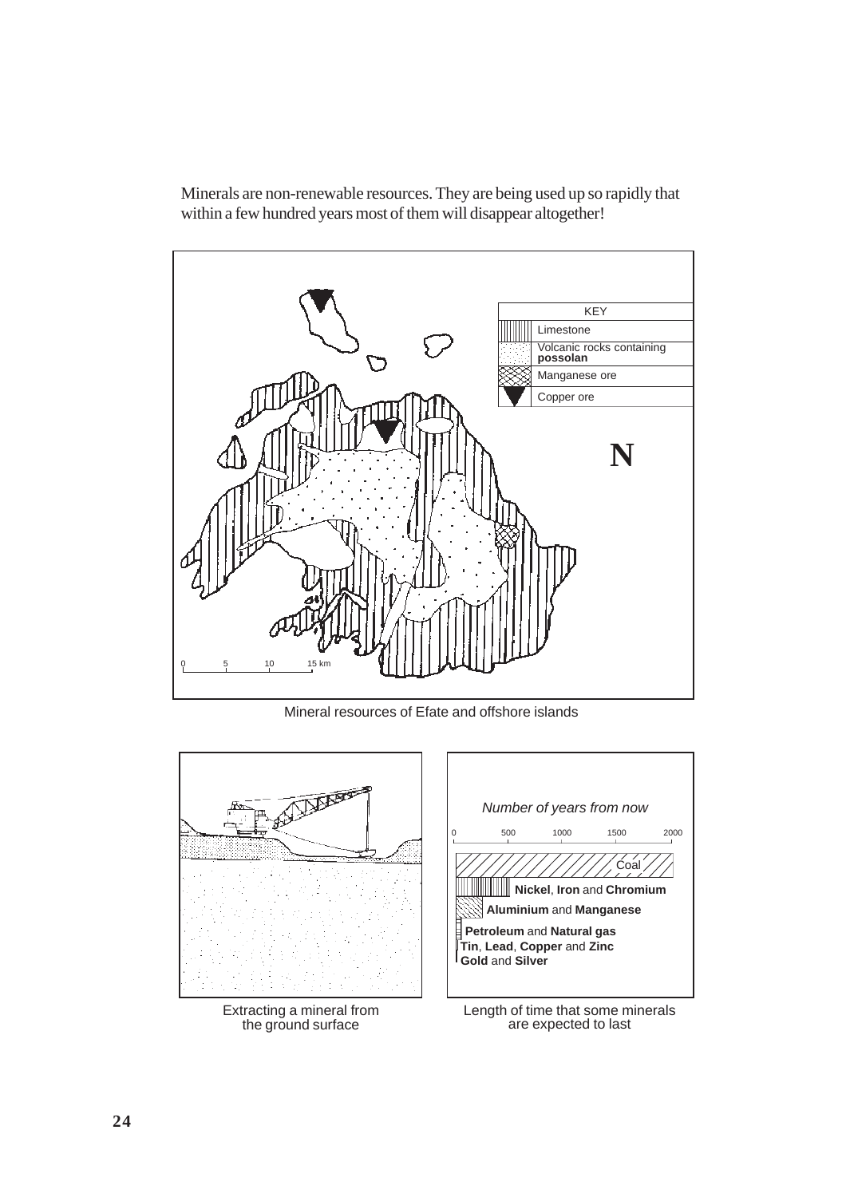Minerals are non-renewable resources. They are being used up so rapidly that within a few hundred years most of them will disappear altogether!

Mineral resources of Efate and offshore islands

Extracting a mineral from the ground surface

Length of time that some minerals are expected to last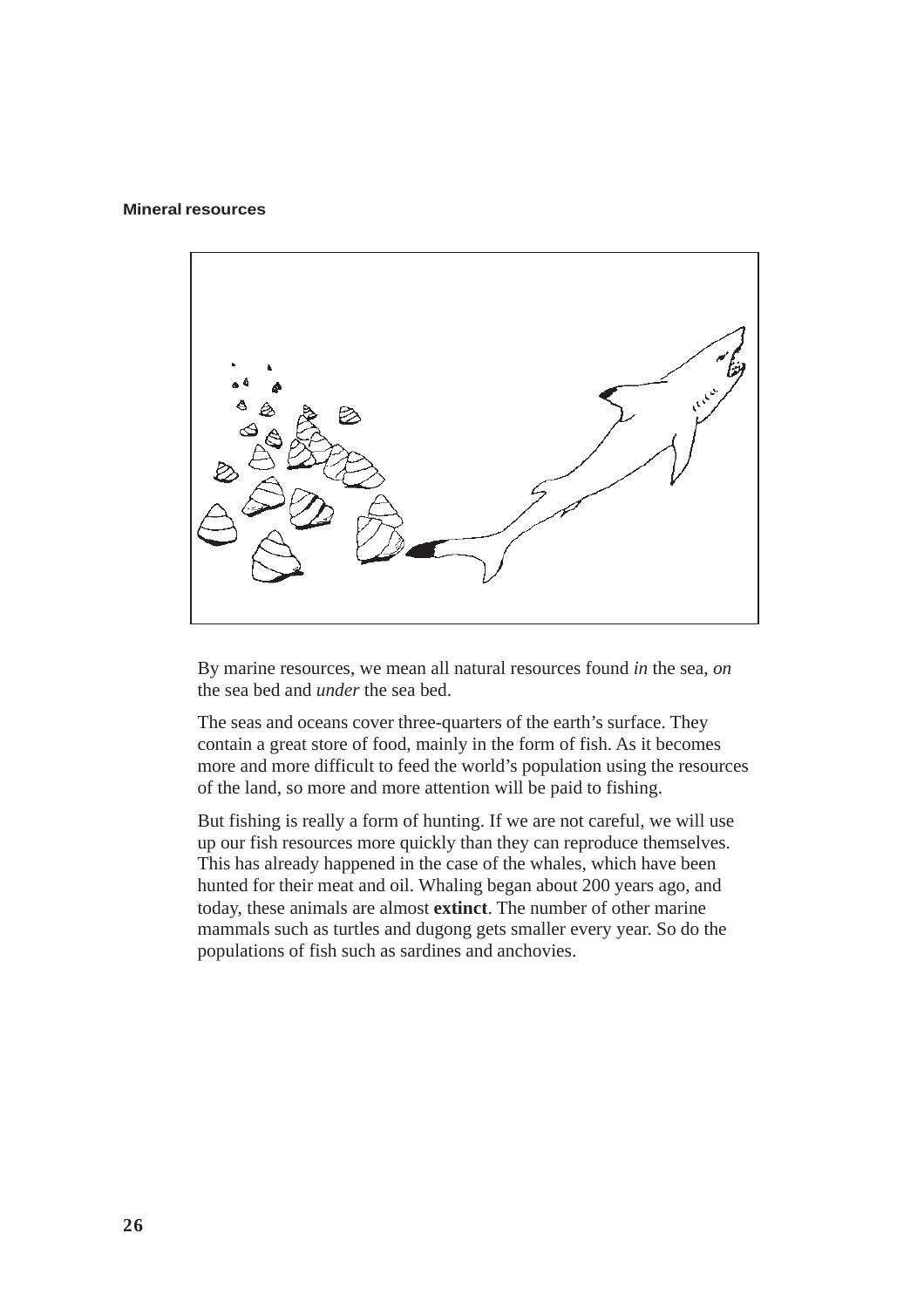**Mineral resources**

By marine resources, we mean all natural resources found *in* the sea, *on* the sea bed and *under* the sea bed.

The seas and oceans cover three-quarters of the earth's surface. They contain a great store of food, mainly in the form of fish. As it becomes more and more difficult to feed the world's population using the resources of the land, so more and more attention will be paid to fishing.

But fishing is really a form of hunting. If we are not careful, we will use up our fish resources more quickly than they can reproduce themselves. This has already happened in the case of the whales, which have been hunted for their meat and oil. Whaling began about 200 years ago, and today, these animals are almost **extinct**. The number of other marine mammals such as turtles and dugong gets smaller every year. So do the populations of fish such as sardines and anchovies.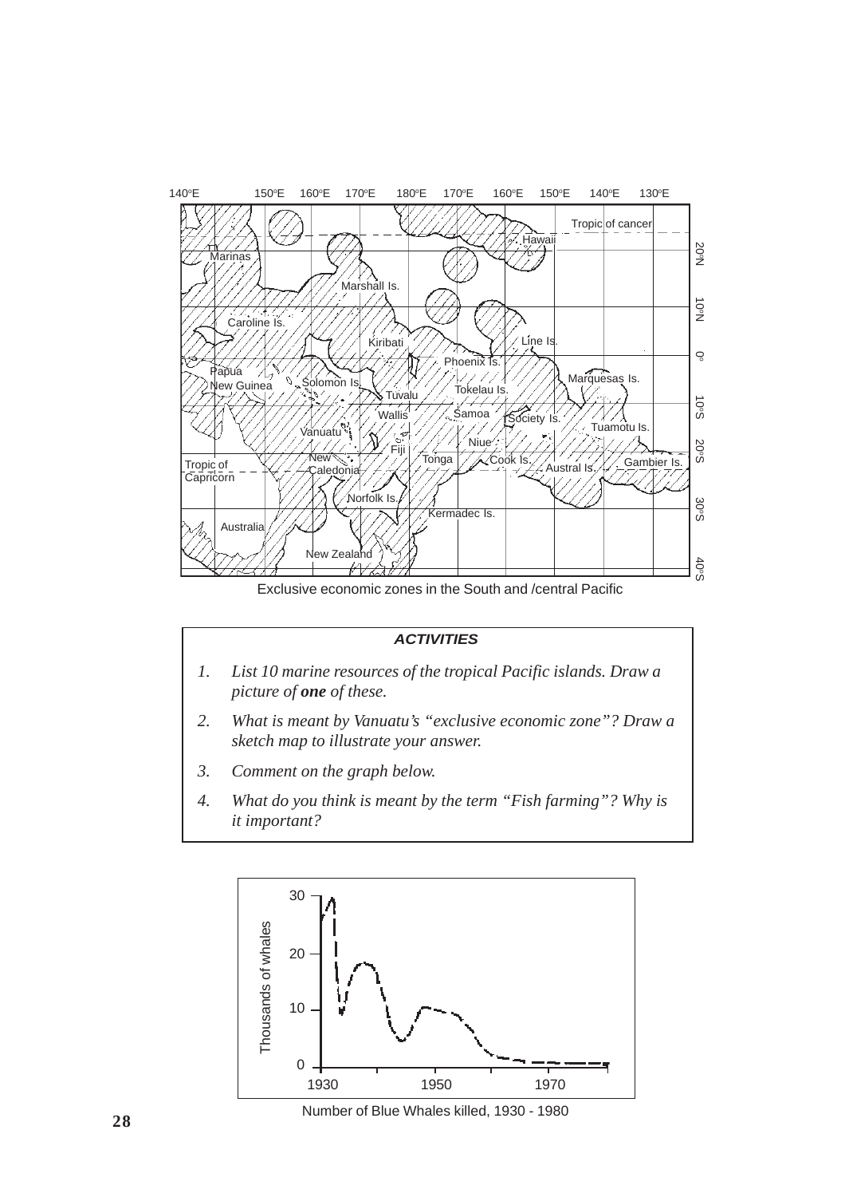Exclusive economic zones in the South and /central Pacific

***ACTIVITIES***

1. *List 10 marine resources of the tropical Pacific islands. Draw a picture of **one** of these.*
2. *What is meant by Vanuatu's "exclusive economic zone"? Draw a sketch map to illustrate your answer.*
3. *Comment on the graph below.*
4. *What do you think is meant by the term "Fish farming"? Why is it important?*

Number of Blue Whales killed, 1930 - 1980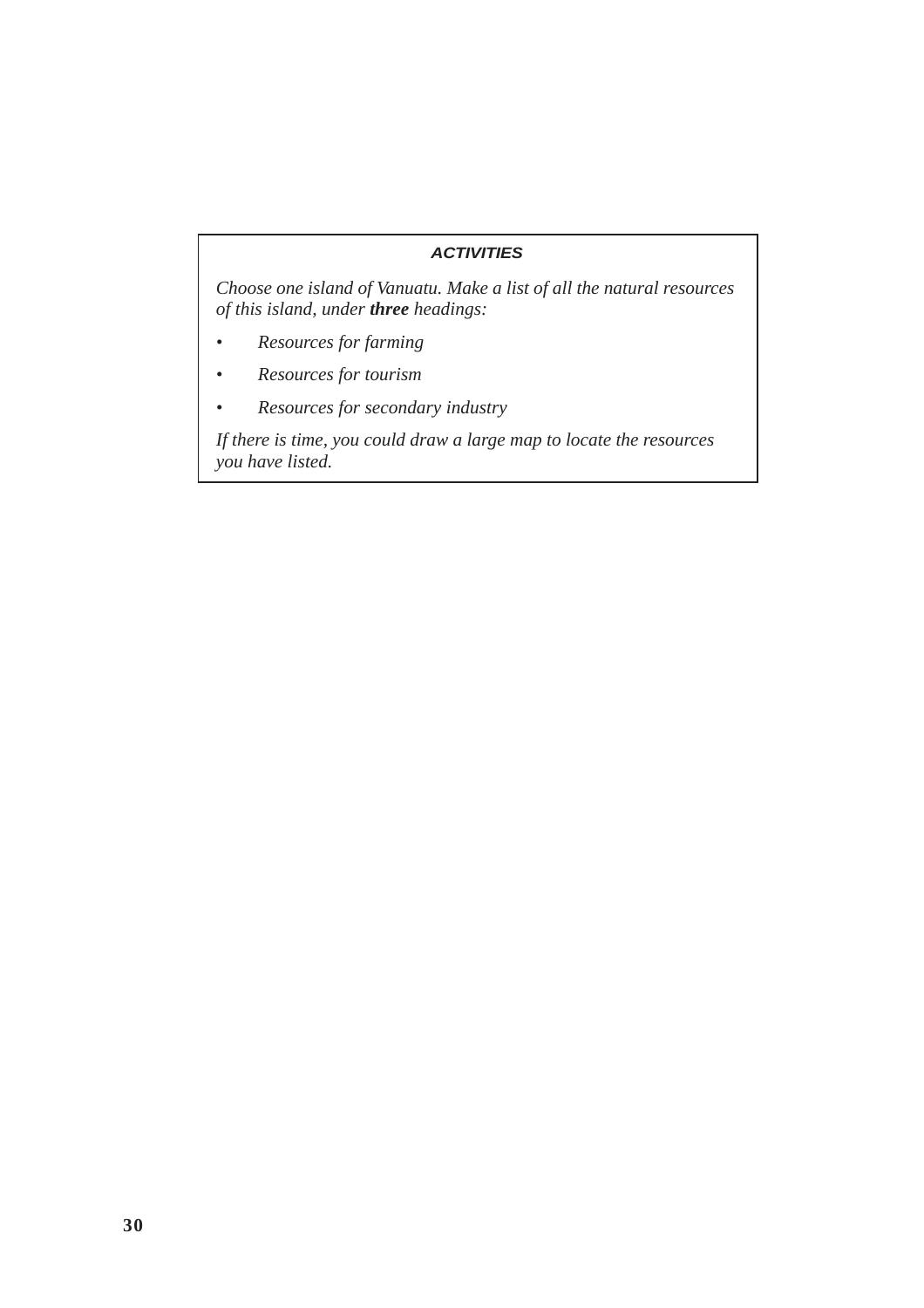**ACTIVITIES**

*Choose one island of Vanuatu. Make a list of all the natural resources of this island, under **three** headings:*

- *Resources for farming*
- *Resources for tourism*
- *Resources for secondary industry*

*If there is time, you could draw a large map to locate the resources you have listed.*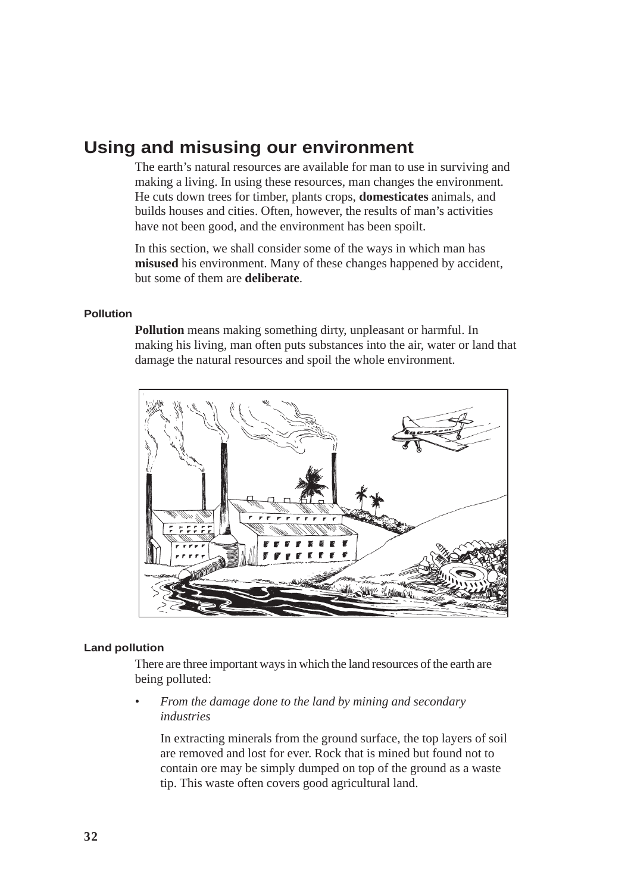## Using and misusing our environment

The earth's natural resources are available for man to use in surviving and making a living. In using these resources, man changes the environment. He cuts down trees for timber, plants crops, **domesticates** animals, and builds houses and cities. Often, however, the results of man's activities have not been good, and the environment has been spoilt.

In this section, we shall consider some of the ways in which man has **misused** his environment. Many of these changes happened by accident, but some of them are **deliberate**.

#### Pollution

**Pollution** means making something dirty, unpleasant or harmful. In making his living, man often puts substances into the air, water or land that damage the natural resources and spoil the whole environment.

#### Land pollution

There are three important ways in which the land resources of the earth are being polluted:

- *From the damage done to the land by mining and secondary industries*

  In extracting minerals from the ground surface, the top layers of soil are removed and lost for ever. Rock that is mined but found not to contain ore may be simply dumped on top of the ground as a waste tip. This waste often covers good agricultural land.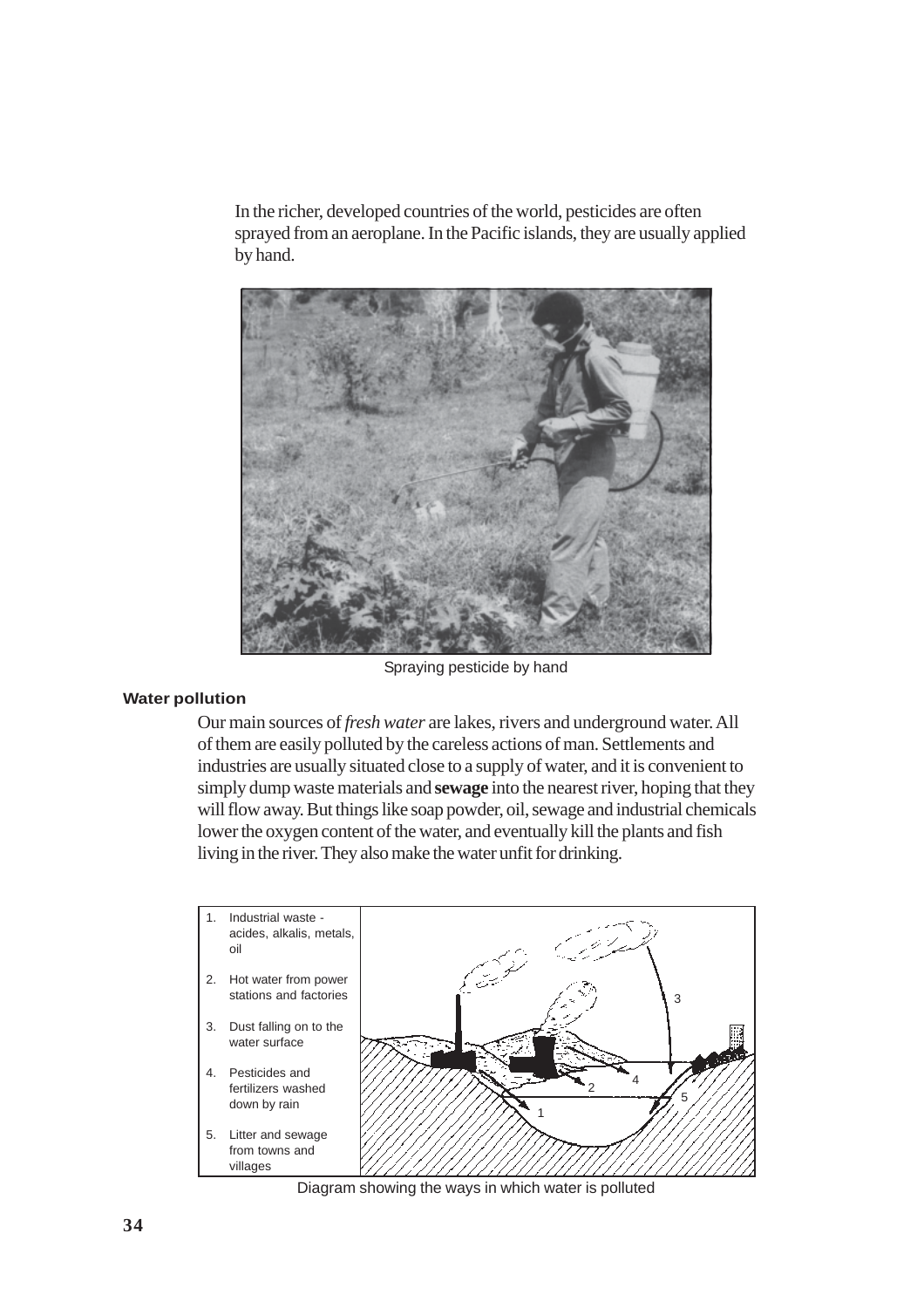In the richer, developed countries of the world, pesticides are often sprayed from an aeroplane. In the Pacific islands, they are usually applied by hand.

Spraying pesticide by hand

### Water pollution

Our main sources of *fresh water* are lakes, rivers and underground water. All of them are easily polluted by the careless actions of man. Settlements and industries are usually situated close to a supply of water, and it is convenient to simply dump waste materials and **sewage** into the nearest river, hoping that they will flow away. But things like soap powder, oil, sewage and industrial chemicals lower the oxygen content of the water, and eventually kill the plants and fish living in the river. They also make the water unfit for drinking.

1. Industrial waste - acides, alkalis, metals, oil
2. Hot water from power stations and factories
3. Dust falling on to the water surface
4. Pesticides and fertilizers washed down by rain
5. Litter and sewage from towns and villages

Diagram showing the ways in which water is polluted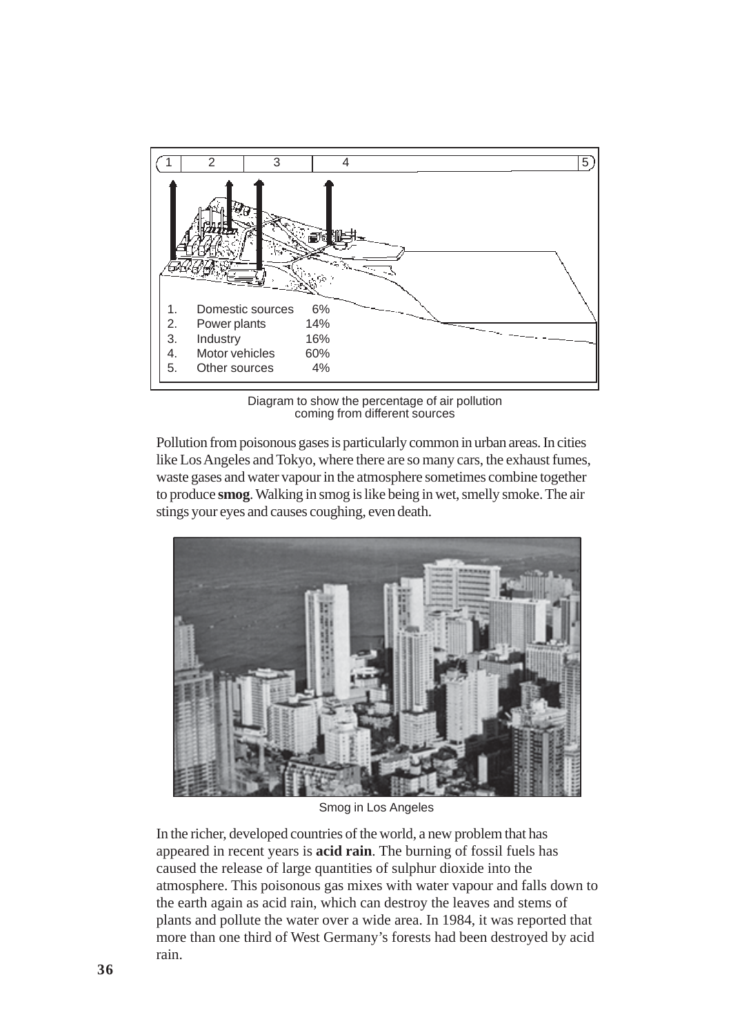| | | |
|---|---|---|
| 1. | Domestic sources | 6% |
| 2. | Power plants | 14% |
| 3. | Industry | 16% |
| 4. | Motor vehicles | 60% |
| 5. | Other sources | 4% |

Diagram to show the percentage of air pollution coming from different sources

Pollution from poisonous gases is particularly common in urban areas. In cities like Los Angeles and Tokyo, where there are so many cars, the exhaust fumes, waste gases and water vapour in the atmosphere sometimes combine together to produce **smog**. Walking in smog is like being in wet, smelly smoke. The air stings your eyes and causes coughing, even death.

Smog in Los Angeles

In the richer, developed countries of the world, a new problem that has appeared in recent years is **acid rain**. The burning of fossil fuels has caused the release of large quantities of sulphur dioxide into the atmosphere. This poisonous gas mixes with water vapour and falls down to the earth again as acid rain, which can destroy the leaves and stems of plants and pollute the water over a wide area. In 1984, it was reported that more than one third of West Germany's forests had been destroyed by acid rain.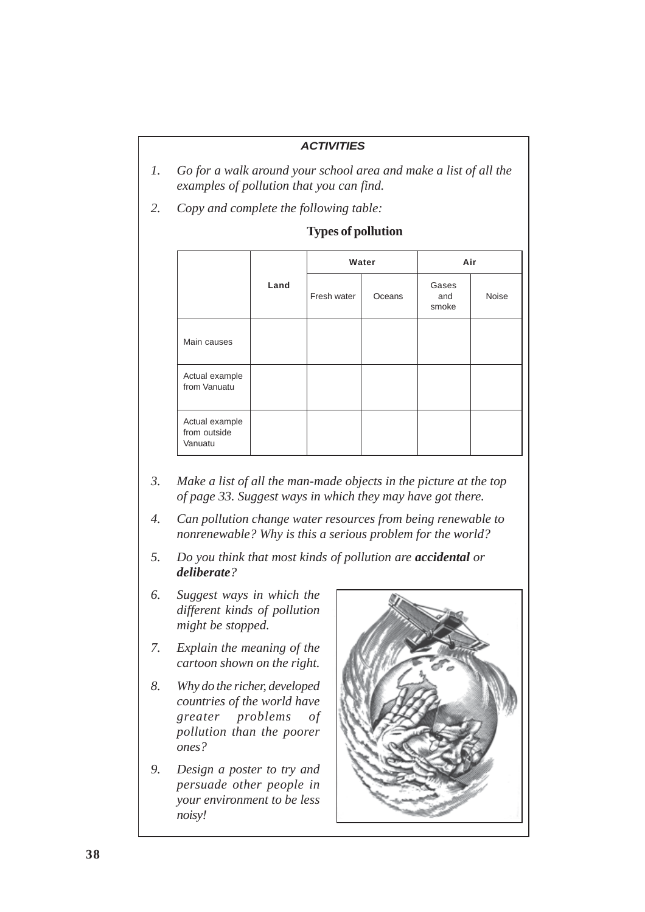### *ACTIVITIES*

1. *Go for a walk around your school area and make a list of all the examples of pollution that you can find.*

2. *Copy and complete the following table:*

**Types of pollution**

| | Land | Water | | Air | |
|---|---|---|---|---|---|
| | | Fresh water | Oceans | Gases and smoke | Noise |
| Main causes | | | | | |
| Actual example from Vanuatu | | | | | |
| Actual example from outside Vanuatu | | | | | |

3. *Make a list of all the man-made objects in the picture at the top of page 33. Suggest ways in which they may have got there.*

4. *Can pollution change water resources from being renewable to nonrenewable? Why is this a serious problem for the world?*

5. *Do you think that most kinds of pollution are* ***accidental*** *or* ***deliberate****?*

6. *Suggest ways in which the different kinds of pollution might be stopped.*

7. *Explain the meaning of the cartoon shown on the right.*

8. *Why do the richer, developed countries of the world have greater problems of pollution than the poorer ones?*

9. *Design a poster to try and persuade other people in your environment to be less noisy!*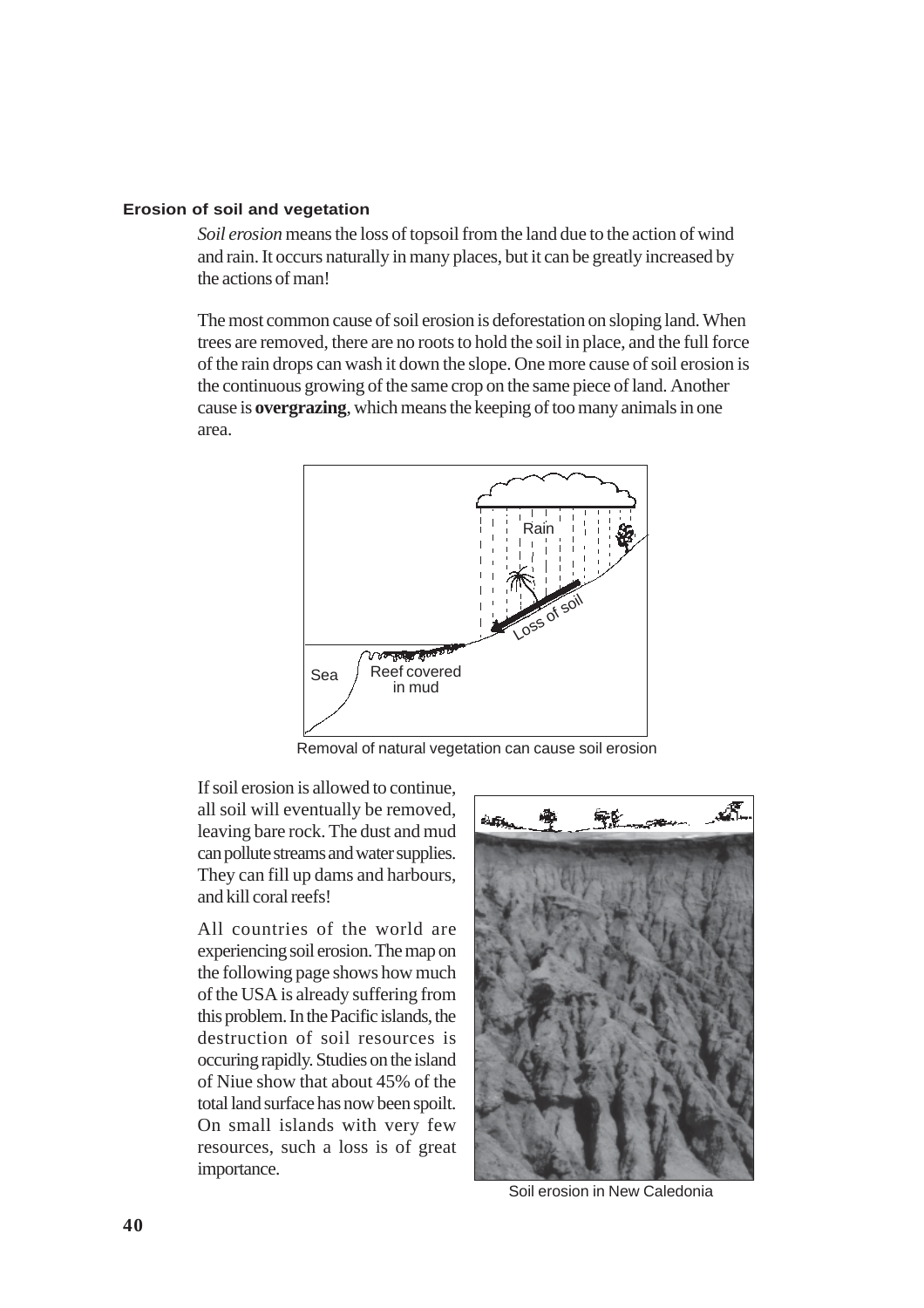### Erosion of soil and vegetation

*Soil erosion* means the loss of topsoil from the land due to the action of wind and rain. It occurs naturally in many places, but it can be greatly increased by the actions of man!

The most common cause of soil erosion is deforestation on sloping land. When trees are removed, there are no roots to hold the soil in place, and the full force of the rain drops can wash it down the slope. One more cause of soil erosion is the continuous growing of the same crop on the same piece of land. Another cause is **overgrazing**, which means the keeping of too many animals in one area.

Removal of natural vegetation can cause soil erosion

If soil erosion is allowed to continue, all soil will eventually be removed, leaving bare rock. The dust and mud can pollute streams and water supplies. They can fill up dams and harbours, and kill coral reefs!

All countries of the world are experiencing soil erosion. The map on the following page shows how much of the USA is already suffering from this problem. In the Pacific islands, the destruction of soil resources is occuring rapidly. Studies on the island of Niue show that about 45% of the total land surface has now been spoilt. On small islands with very few resources, such a loss is of great importance.

Soil erosion in New Caledonia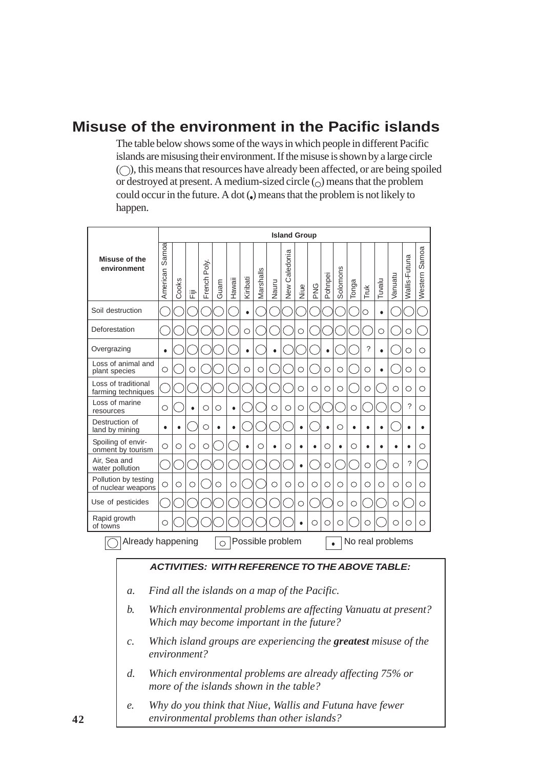# Misuse of the environment in the Pacific islands

The table below shows some of the ways in which people in different Pacific islands are misusing their environment. If the misuse is shown by a large circle (◯), this means that resources have already been affected, or are being spoiled or destroyed at present. A medium-sized circle (○) means that the problem could occur in the future. A dot (•) means that the problem is not likely to happen.

| Misuse of the environment | Island Group | | | | | | | | | | | | | | | | | | | |
|---|---|---|---|---|---|---|---|---|---|---|---|---|---|---|---|---|---|---|---|---|
| | American Samoa | Cooks | Fiji | French Poly. | Guam | Hawaii | Kiribati | Marshalls | Nauru | New Caledonia | Niue | PNG | Pohnpei | Solomons | Tonga | Truk | Tuvalu | Vanuatu | Wallis-Futuna | Western Samoa |
| Soil destruction | ◯ | ◯ | ◯ | ◯ | ◯ | ◯ | • | ◯ | ◯ | ◯ | ◯ | ◯ | ◯ | ◯ | ◯ | ○ | • | ◯ | ◯ | ◯ |
| Deforestation | ◯ | ◯ | ◯ | ◯ | ◯ | ◯ | ○ | ◯ | ◯ | ◯ | ○ | ◯ | ◯ | ◯ | ◯ | ◯ | ○ | ◯ | ○ | ◯ |
| Overgrazing | • | ◯ | ◯ | ◯ | ◯ | ◯ | • | ◯ | • | ◯ | ◯ | ◯ | • | ◯ | ◯ | ? | • | ◯ | ○ | ○ |
| Loss of animal and plant species | ○ | ◯ | ○ | ◯ | ◯ | ◯ | ○ | ○ | ◯ | ◯ | ○ | ◯ | ○ | ○ | ◯ | ○ | • | ◯ | ○ | ○ |
| Loss of traditional farming techniques | ◯ | ◯ | ◯ | ◯ | ◯ | ◯ | ◯ | ◯ | ◯ | ◯ | ○ | ○ | ○ | ○ | ◯ | ○ | ◯ | ○ | ○ | ○ |
| Loss of marine resources | ○ | ◯ | • | ○ | ○ | • | ◯ | ◯ | ○ | ○ | ○ | ◯ | ◯ | ◯ | ○ | ◯ | ◯ | ◯ | ? | ○ |
| Destruction of land by mining | • | • | ◯ | ○ | • | • | ◯ | ◯ | ◯ | ◯ | • | ◯ | • | ○ | • | • | • | ◯ | • | • |
| Spoiling of environment by tourism | ○ | ○ | ○ | ○ | ◯ | ◯ | • | ○ | • | ○ | • | • | ○ | • | ○ | • | • | • | • | ○ |
| Air, Sea and water pollution | ◯ | ◯ | ◯ | ◯ | ◯ | ◯ | ◯ | ◯ | ◯ | ◯ | • | ◯ | ○ | ◯ | ◯ | ○ | ◯ | ○ | ? | ◯ |
| Pollution by testing of nuclear weapons | ○ | ○ | ○ | ◯ | ○ | ○ | ◯ | ◯ | ○ | ○ | ○ | ○ | ○ | ○ | ○ | ○ | ○ | ○ | ○ | ○ |
| Use of pesticides | ◯ | ◯ | ◯ | ◯ | ◯ | ◯ | ◯ | ◯ | ◯ | ◯ | ○ | ◯ | ◯ | ○ | ○ | ◯ | ◯ | ○ | ◯ | ○ |
| Rapid growth of towns | ○ | ◯ | ◯ | ◯ | ◯ | ◯ | ◯ | ◯ | ◯ | ◯ | • | ○ | ○ | ○ | ◯ | ○ | ◯ | ○ | ○ | ○ |

◯ Already happening ○ Possible problem • No real problems

**_ACTIVITIES: WITH REFERENCE TO THE ABOVE TABLE:_**

*a.* *Find all the islands on a map of the Pacific.*

*b.* *Which environmental problems are affecting Vanuatu at present? Which may become important in the future?*

*c.* *Which island groups are experiencing the **greatest** misuse of the environment?*

*d.* *Which environmental problems are already affecting 75% or more of the islands shown in the table?*

*e.* *Why do you think that Niue, Wallis and Futuna have fewer environmental problems than other islands?*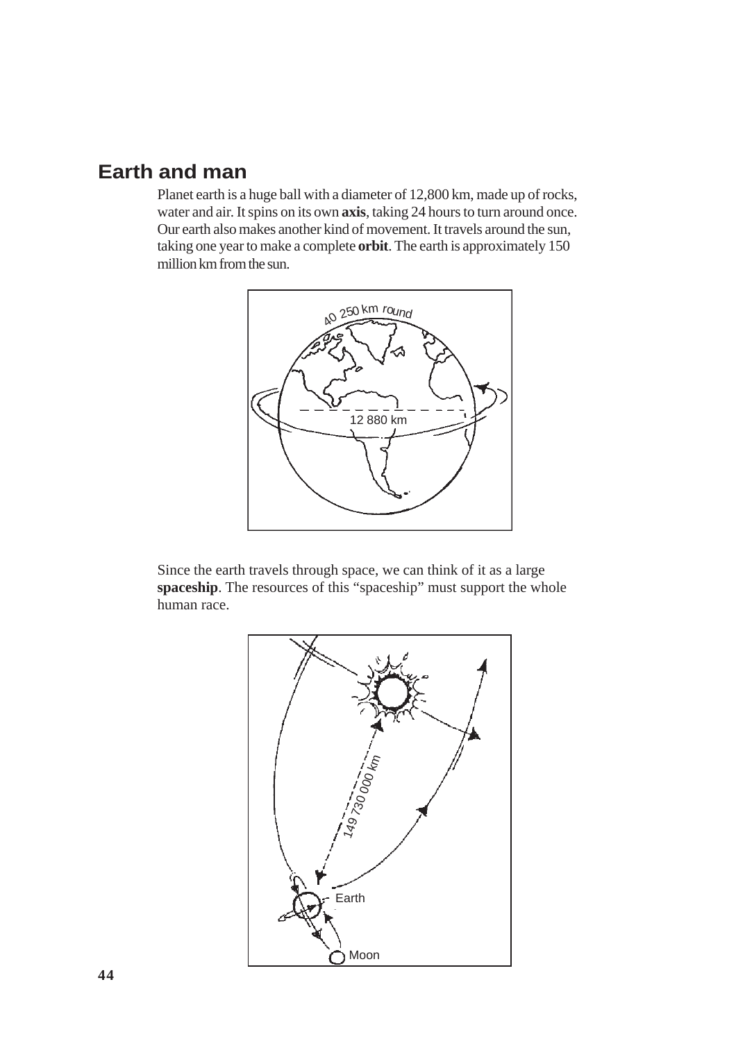## Earth and man

Planet earth is a huge ball with a diameter of 12,800 km, made up of rocks, water and air. It spins on its own **axis**, taking 24 hours to turn around once. Our earth also makes another kind of movement. It travels around the sun, taking one year to make a complete **orbit**. The earth is approximately 150 million km from the sun.

Since the earth travels through space, we can think of it as a large **spaceship**. The resources of this "spaceship" must support the whole human race.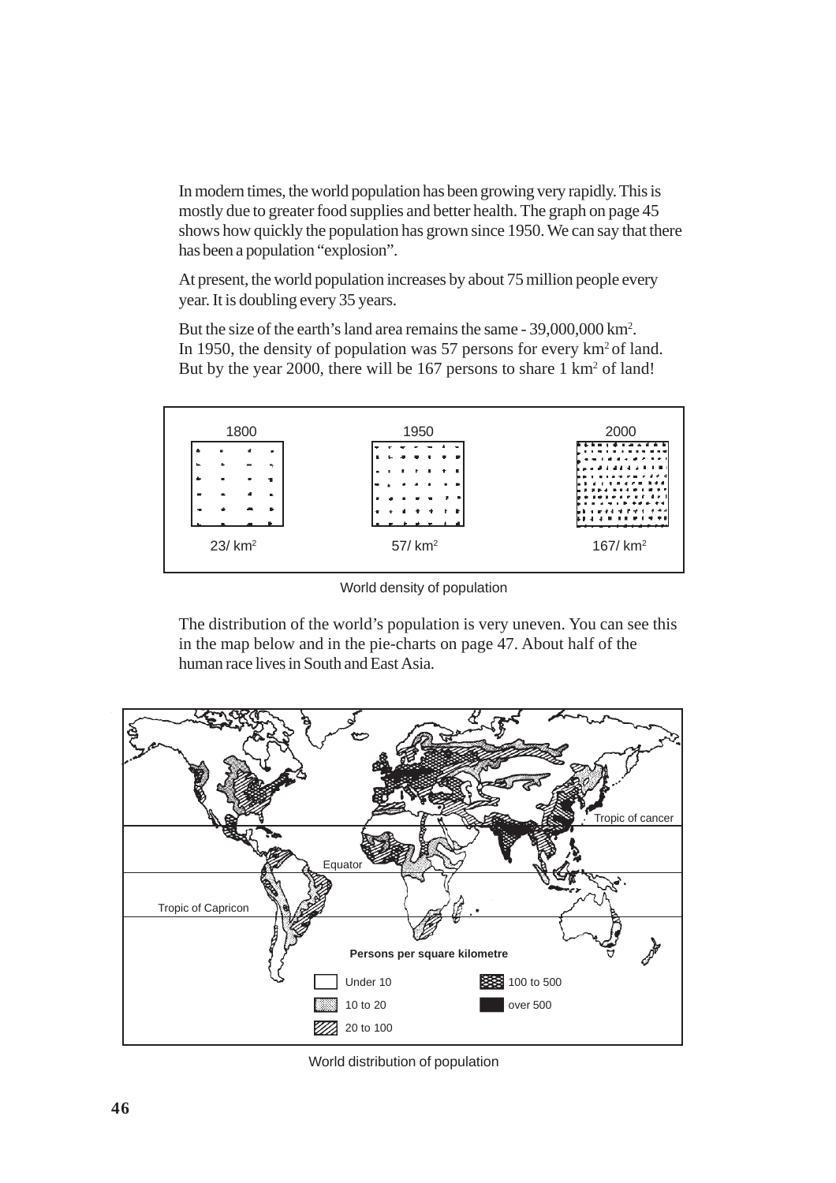In modern times, the world population has been growing very rapidly. This is mostly due to greater food supplies and better health. The graph on page 45 shows how quickly the population has grown since 1950. We can say that there has been a population "explosion".

At present, the world population increases by about 75 million people every year. It is doubling every 35 years.

But the size of the earth's land area remains the same - 39,000,000 km$^2$. In 1950, the density of population was 57 persons for every km$^2$ of land. But by the year 2000, there will be 167 persons to share 1 km$^2$ of land!

| 1800 | 1950 | 2000 |
|---|---|---|
| 23/ km$^2$ | 57/ km$^2$ | 167/ km$^2$ |

World density of population

The distribution of the world's population is very uneven. You can see this in the map below and in the pie-charts on page 47. About half of the human race lives in South and East Asia.

Tropic of cancer

Equator

Tropic of Capricon

**Persons per square kilometre**

- Under 10
- 10 to 20
- 20 to 100
- 100 to 500
- over 500

World distribution of population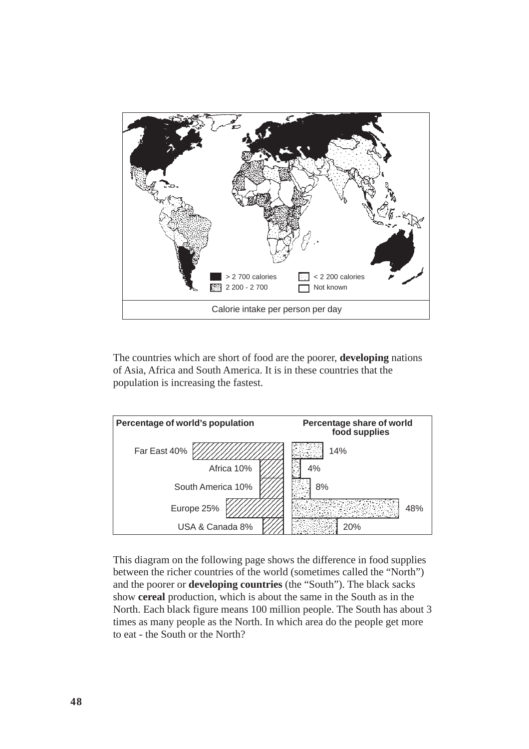> 2 700 calories

2 200 - 2 700

< 2 200 calories

Not known

Calorie intake per person per day

The countries which are short of food are the poorer, **developing** nations of Asia, Africa and South America. It is in these countries that the population is increasing the fastest.

| Percentage of world's population | Percentage share of world food supplies |
|---|---|
| Far East 40% | 14% |
| Africa 10% | 4% |
| South America 10% | 8% |
| Europe 25% | 48% |
| USA & Canada 8% | 20% |

This diagram on the following page shows the difference in food supplies between the richer countries of the world (sometimes called the "North") and the poorer or **developing countries** (the "South"). The black sacks show **cereal** production, which is about the same in the South as in the North. Each black figure means 100 million people. The South has about 3 times as many people as the North. In which area do the people get more to eat - the South or the North?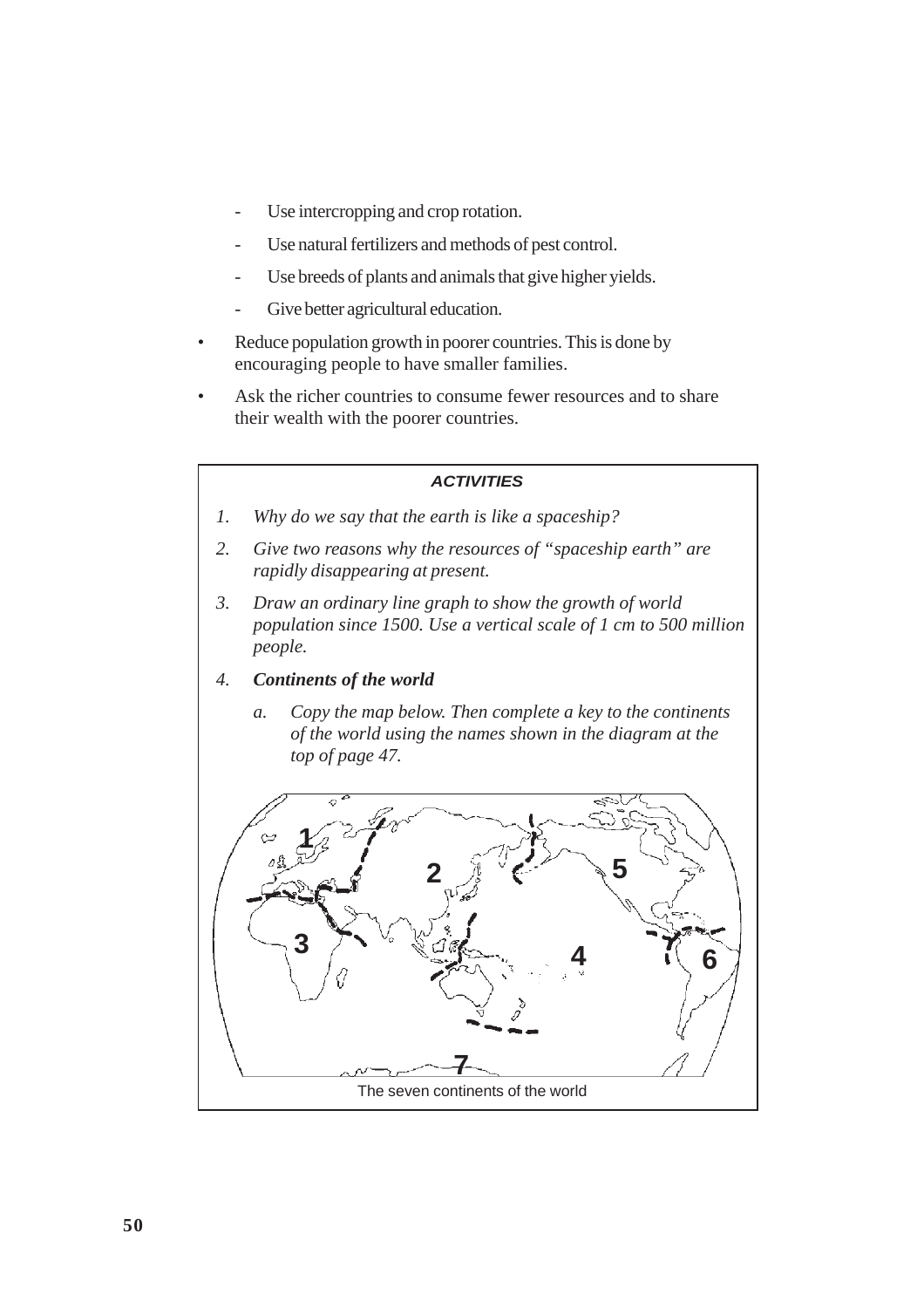- Use intercropping and crop rotation.
  - Use natural fertilizers and methods of pest control.
  - Use breeds of plants and animals that give higher yields.
  - Give better agricultural education.
- Reduce population growth in poorer countries. This is done by encouraging people to have smaller families.
- Ask the richer countries to consume fewer resources and to share their wealth with the poorer countries.

***ACTIVITIES***

1. *Why do we say that the earth is like a spaceship?*
2. *Give two reasons why the resources of "spaceship earth" are rapidly disappearing at present.*
3. *Draw an ordinary line graph to show the growth of world population since 1500. Use a vertical scale of 1 cm to 500 million people.*
4. ***Continents of the world***

   a. *Copy the map below. Then complete a key to the continents of the world using the names shown in the diagram at the top of page 47.*

The seven continents of the world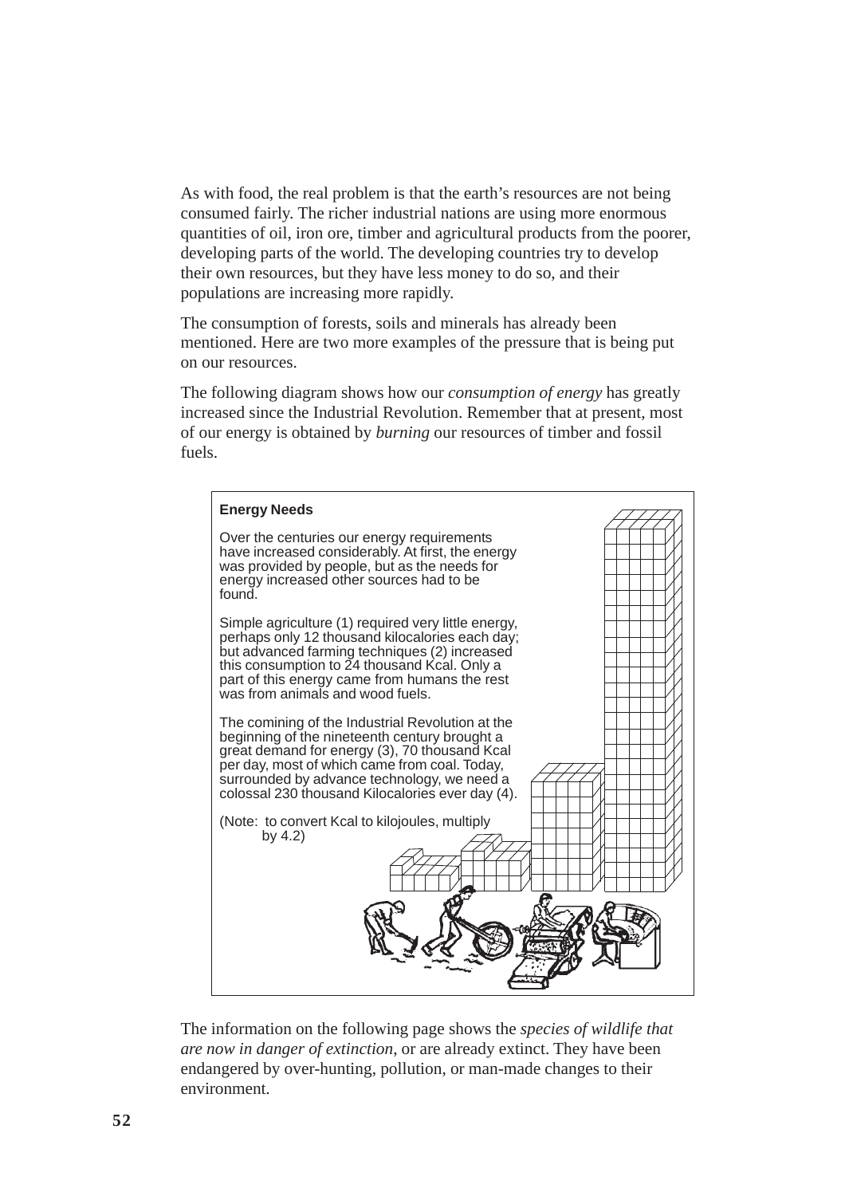As with food, the real problem is that the earth's resources are not being consumed fairly. The richer industrial nations are using more enormous quantities of oil, iron ore, timber and agricultural products from the poorer, developing parts of the world. The developing countries try to develop their own resources, but they have less money to do so, and their populations are increasing more rapidly.

The consumption of forests, soils and minerals has already been mentioned. Here are two more examples of the pressure that is being put on our resources.

The following diagram shows how our *consumption of energy* has greatly increased since the Industrial Revolution. Remember that at present, most of our energy is obtained by *burning* our resources of timber and fossil fuels.

**Energy Needs**

Over the centuries our energy requirements have increased considerably. At first, the energy was provided by people, but as the needs for energy increased other sources had to be found.

Simple agriculture (1) required very little energy, perhaps only 12 thousand kilocalories each day; but advanced farming techniques (2) increased this consumption to 24 thousand Kcal. Only a part of this energy came from humans the rest was from animals and wood fuels.

The comining of the Industrial Revolution at the beginning of the nineteenth century brought a great demand for energy (3), 70 thousand Kcal per day, most of which came from coal. Today, surrounded by advance technology, we need a colossal 230 thousand Kilocalories ever day (4).

(Note: to convert Kcal to kilojoules, multiply by 4.2)

The information on the following page shows the *species of wildlife that are now in danger of extinction*, or are already extinct. They have been endangered by over-hunting, pollution, or man-made changes to their environment.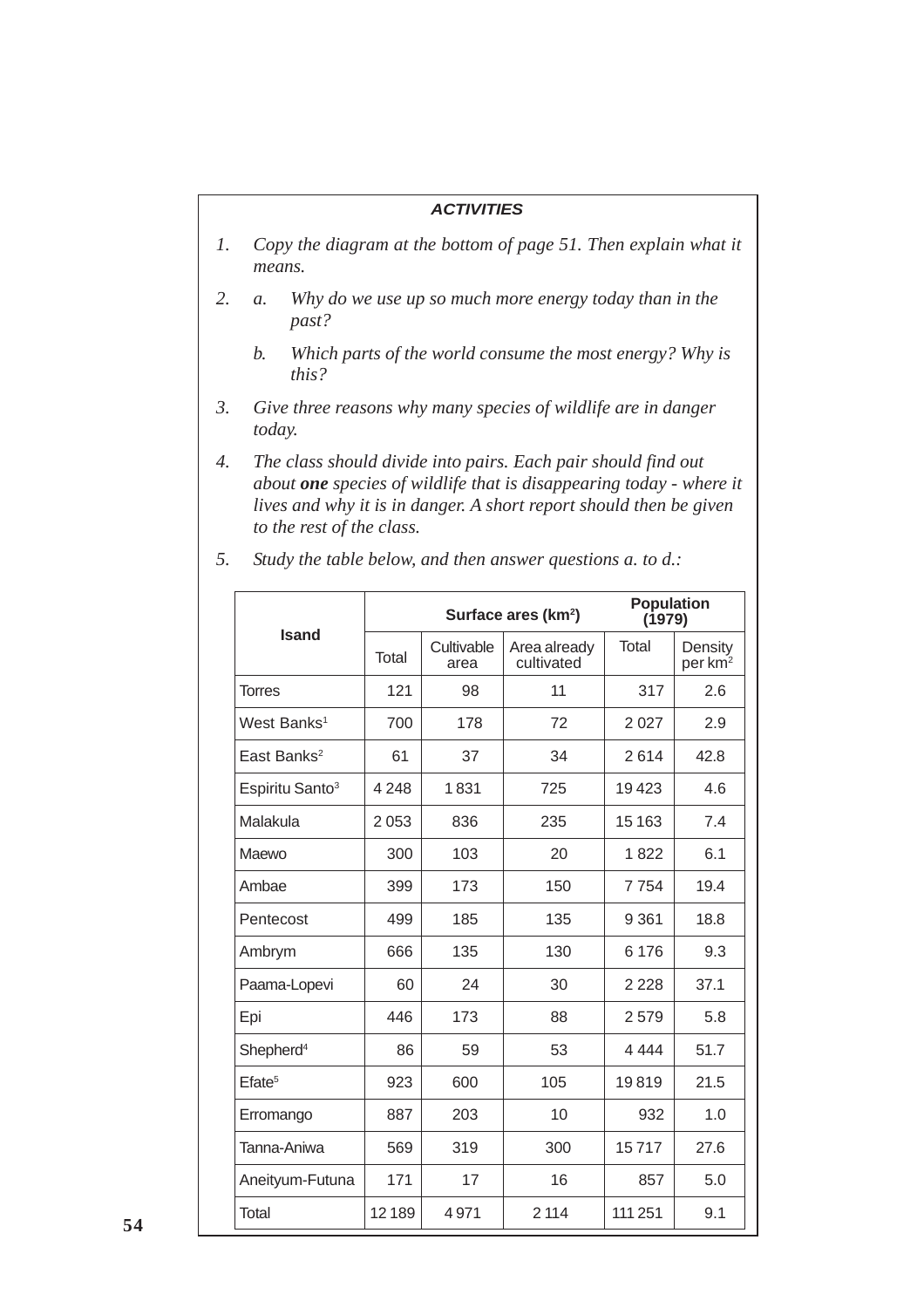## ACTIVITIES

1. *Copy the diagram at the bottom of page 51. Then explain what it means.*

2. a. *Why do we use up so much more energy today than in the past?*

   b. *Which parts of the world consume the most energy? Why is this?*

3. *Give three reasons why many species of wildlife are in danger today.*

4. *The class should divide into pairs. Each pair should find out about* ***one*** *species of wildlife that is disappearing today - where it lives and why it is in danger. A short report should then be given to the rest of the class.*

5. *Study the table below, and then answer questions a. to d.:*

| Isand | Surface ares (km$^2$) | | | Population (1979) | |
|---|---|---|---|---|---|
| | Total | Cultivable area | Area already cultivated | Total | Density per km$^2$ |
| Torres | 121 | 98 | 11 | 317 | 2.6 |
| West Banks[1] | 700 | 178 | 72 | 2 027 | 2.9 |
| East Banks[2] | 61 | 37 | 34 | 2 614 | 42.8 |
| Espiritu Santo[3] | 4 248 | 1 831 | 725 | 19 423 | 4.6 |
| Malakula | 2 053 | 836 | 235 | 15 163 | 7.4 |
| Maewo | 300 | 103 | 20 | 1 822 | 6.1 |
| Ambae | 399 | 173 | 150 | 7 754 | 19.4 |
| Pentecost | 499 | 185 | 135 | 9 361 | 18.8 |
| Ambrym | 666 | 135 | 130 | 6 176 | 9.3 |
| Paama-Lopevi | 60 | 24 | 30 | 2 228 | 37.1 |
| Epi | 446 | 173 | 88 | 2 579 | 5.8 |
| Shepherd[4] | 86 | 59 | 53 | 4 444 | 51.7 |
| Efate[5] | 923 | 600 | 105 | 19 819 | 21.5 |
| Erromango | 887 | 203 | 10 | 932 | 1.0 |
| Tanna-Aniwa | 569 | 319 | 300 | 15 717 | 27.6 |
| Aneityum-Futuna | 171 | 17 | 16 | 857 | 5.0 |
| Total | 12 189 | 4 971 | 2 114 | 111 251 | 9.1 |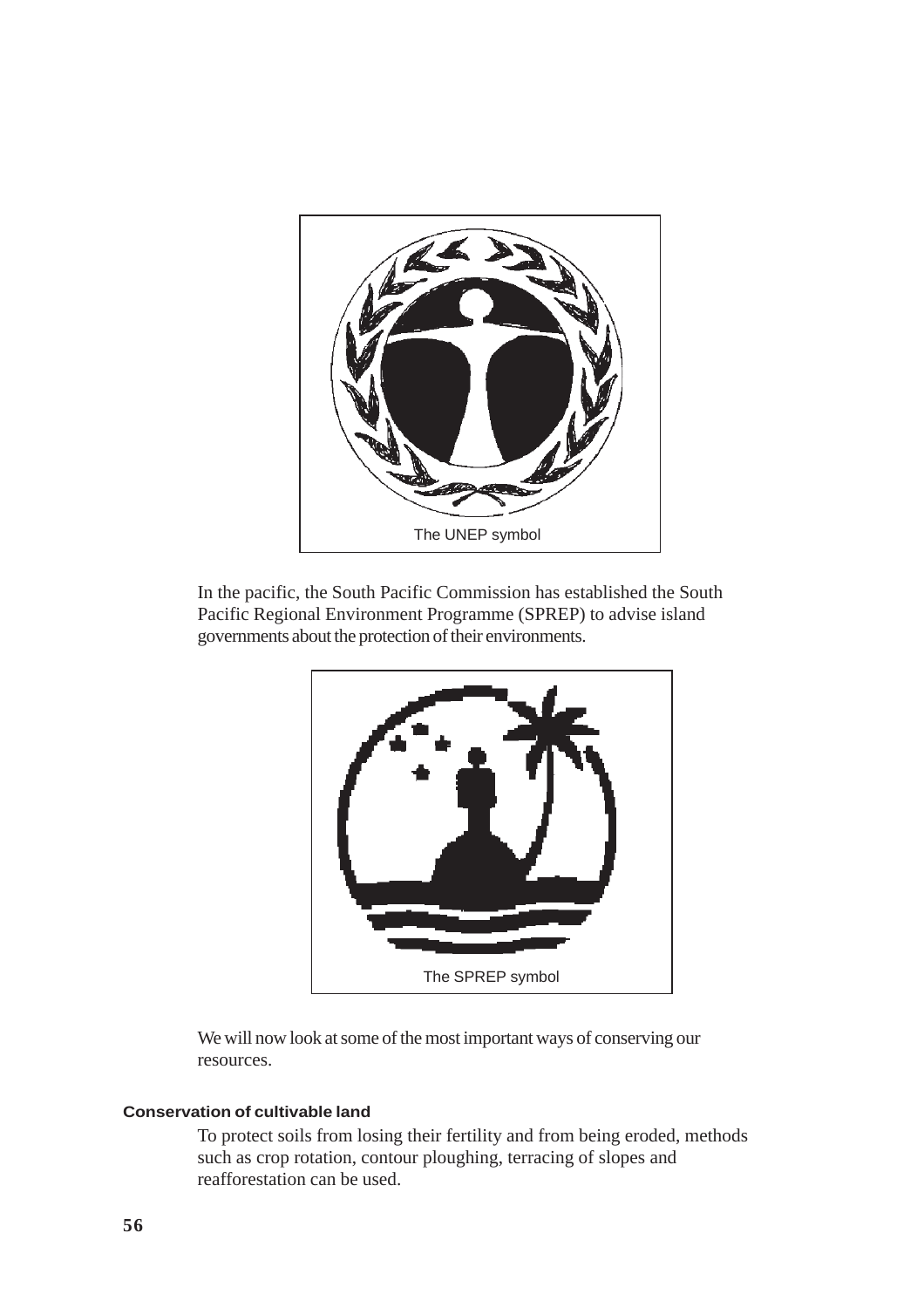The UNEP symbol

In the pacific, the South Pacific Commission has established the South Pacific Regional Environment Programme (SPREP) to advise island governments about the protection of their environments.

The SPREP symbol

We will now look at some of the most important ways of conserving our resources.

#### Conservation of cultivable land

To protect soils from losing their fertility and from being eroded, methods such as crop rotation, contour ploughing, terracing of slopes and reafforestation can be used.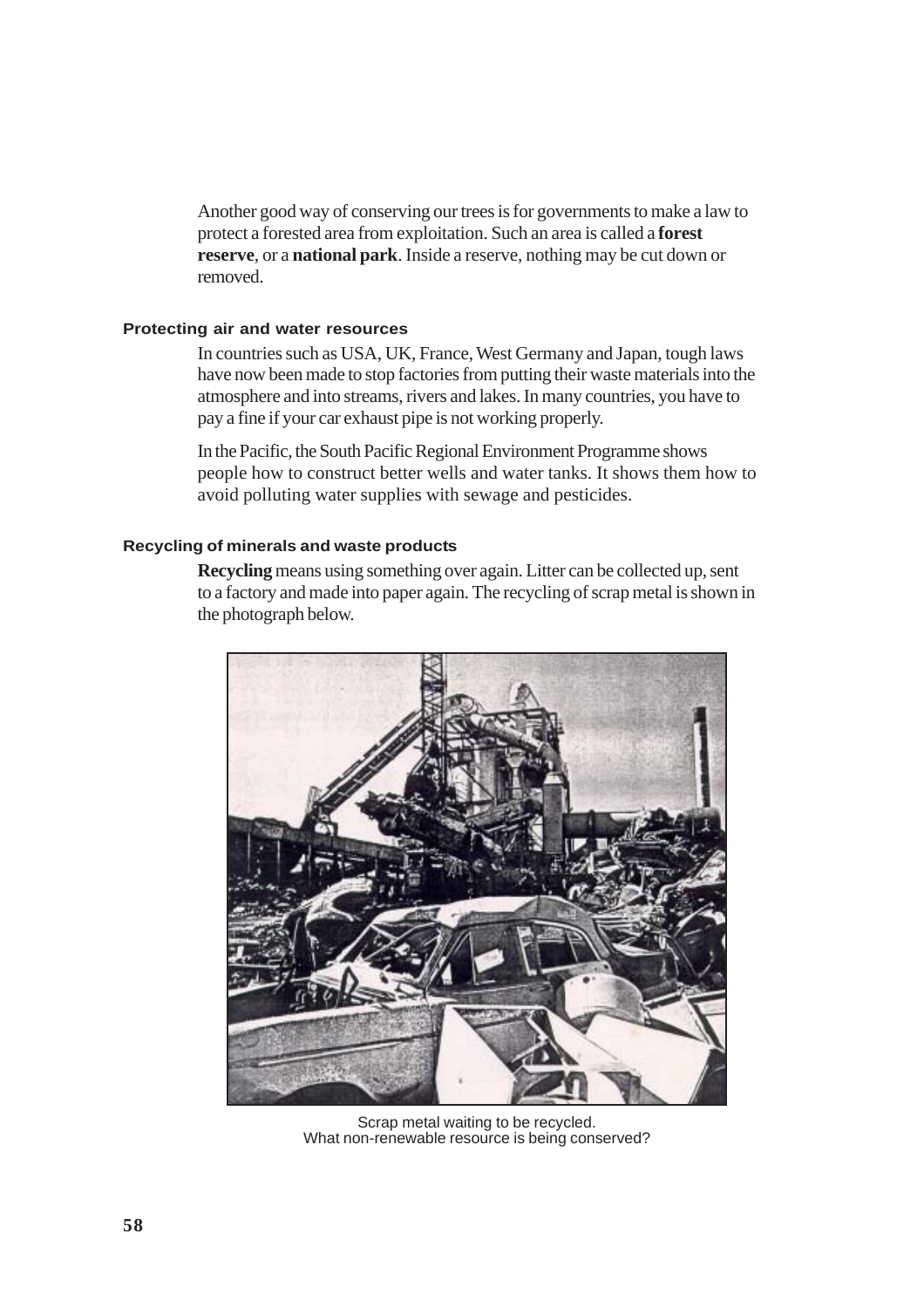Another good way of conserving our trees is for governments to make a law to protect a forested area from exploitation. Such an area is called a **forest reserve**, or a **national park**. Inside a reserve, nothing may be cut down or removed.

### Protecting air and water resources

In countries such as USA, UK, France, West Germany and Japan, tough laws have now been made to stop factories from putting their waste materials into the atmosphere and into streams, rivers and lakes. In many countries, you have to pay a fine if your car exhaust pipe is not working properly.

In the Pacific, the South Pacific Regional Environment Programme shows people how to construct better wells and water tanks. It shows them how to avoid polluting water supplies with sewage and pesticides.

### Recycling of minerals and waste products

**Recycling** means using something over again. Litter can be collected up, sent to a factory and made into paper again. The recycling of scrap metal is shown in the photograph below.

Scrap metal waiting to be recycled.
What non-renewable resource is being conserved?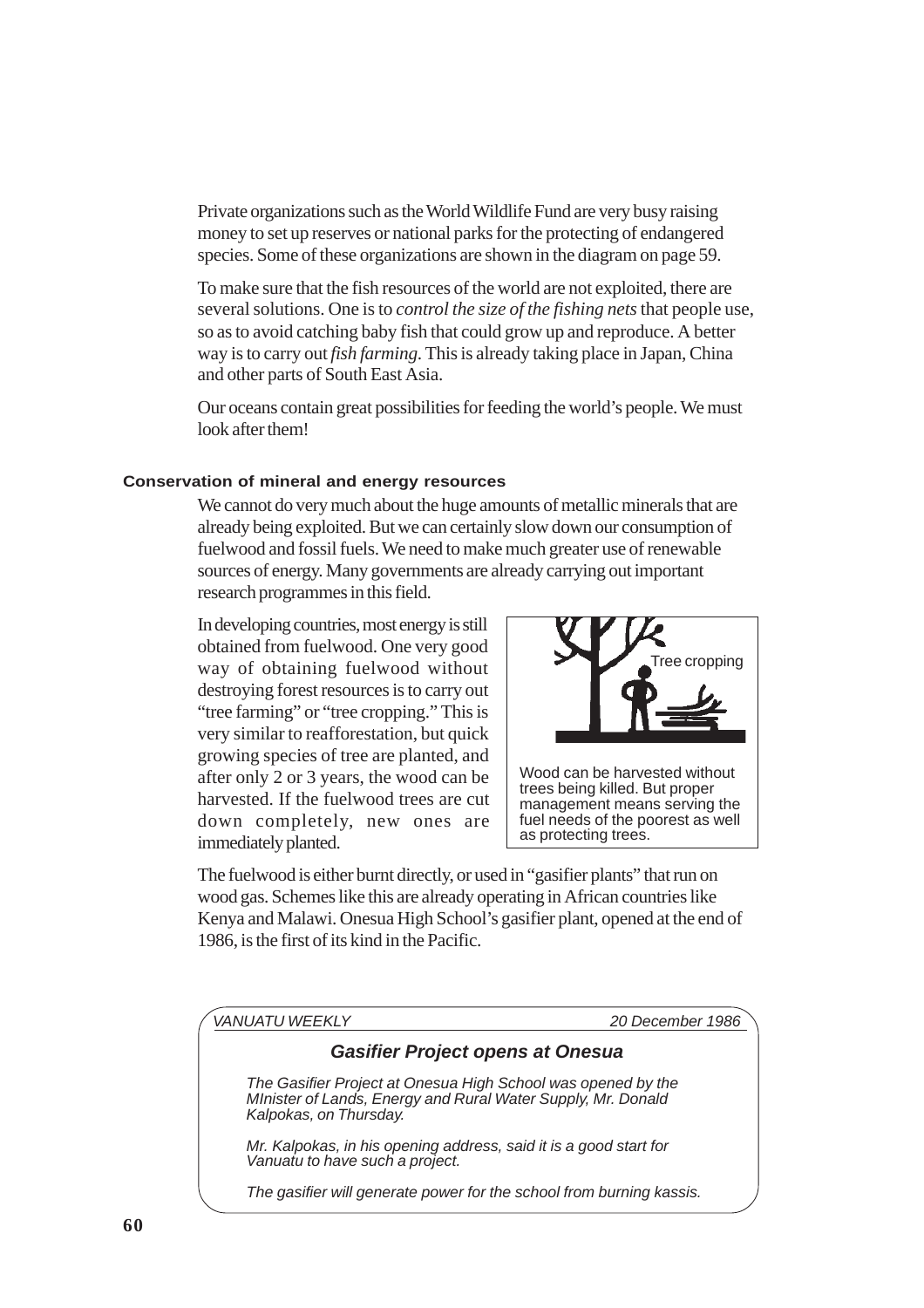Private organizations such as the World Wildlife Fund are very busy raising money to set up reserves or national parks for the protecting of endangered species. Some of these organizations are shown in the diagram on page 59.

To make sure that the fish resources of the world are not exploited, there are several solutions. One is to *control the size of the fishing nets* that people use, so as to avoid catching baby fish that could grow up and reproduce. A better way is to carry out *fish farming*. This is already taking place in Japan, China and other parts of South East Asia.

Our oceans contain great possibilities for feeding the world's people. We must look after them!

#### Conservation of mineral and energy resources

We cannot do very much about the huge amounts of metallic minerals that are already being exploited. But we can certainly slow down our consumption of fuelwood and fossil fuels. We need to make much greater use of renewable sources of energy. Many governments are already carrying out important research programmes in this field.

In developing countries, most energy is still obtained from fuelwood. One very good way of obtaining fuelwood without destroying forest resources is to carry out "tree farming" or "tree cropping." This is very similar to reafforestation, but quick growing species of tree are planted, and after only 2 or 3 years, the wood can be harvested. If the fuelwood trees are cut down completely, new ones are immediately planted.

Tree cropping

Wood can be harvested without trees being killed. But proper management means serving the fuel needs of the poorest as well as protecting trees.

The fuelwood is either burnt directly, or used in "gasifier plants" that run on wood gas. Schemes like this are already operating in African countries like Kenya and Malawi. Onesua High School's gasifier plant, opened at the end of 1986, is the first of its kind in the Pacific.

*VANUATU WEEKLY* — *20 December 1986*

***Gasifier Project opens at Onesua***

*The Gasifier Project at Onesua High School was opened by the MInister of Lands, Energy and Rural Water Supply, Mr. Donald Kalpokas, on Thursday.*

*Mr. Kalpokas, in his opening address, said it is a good start for Vanuatu to have such a project.*

*The gasifier will generate power for the school from burning kassis.*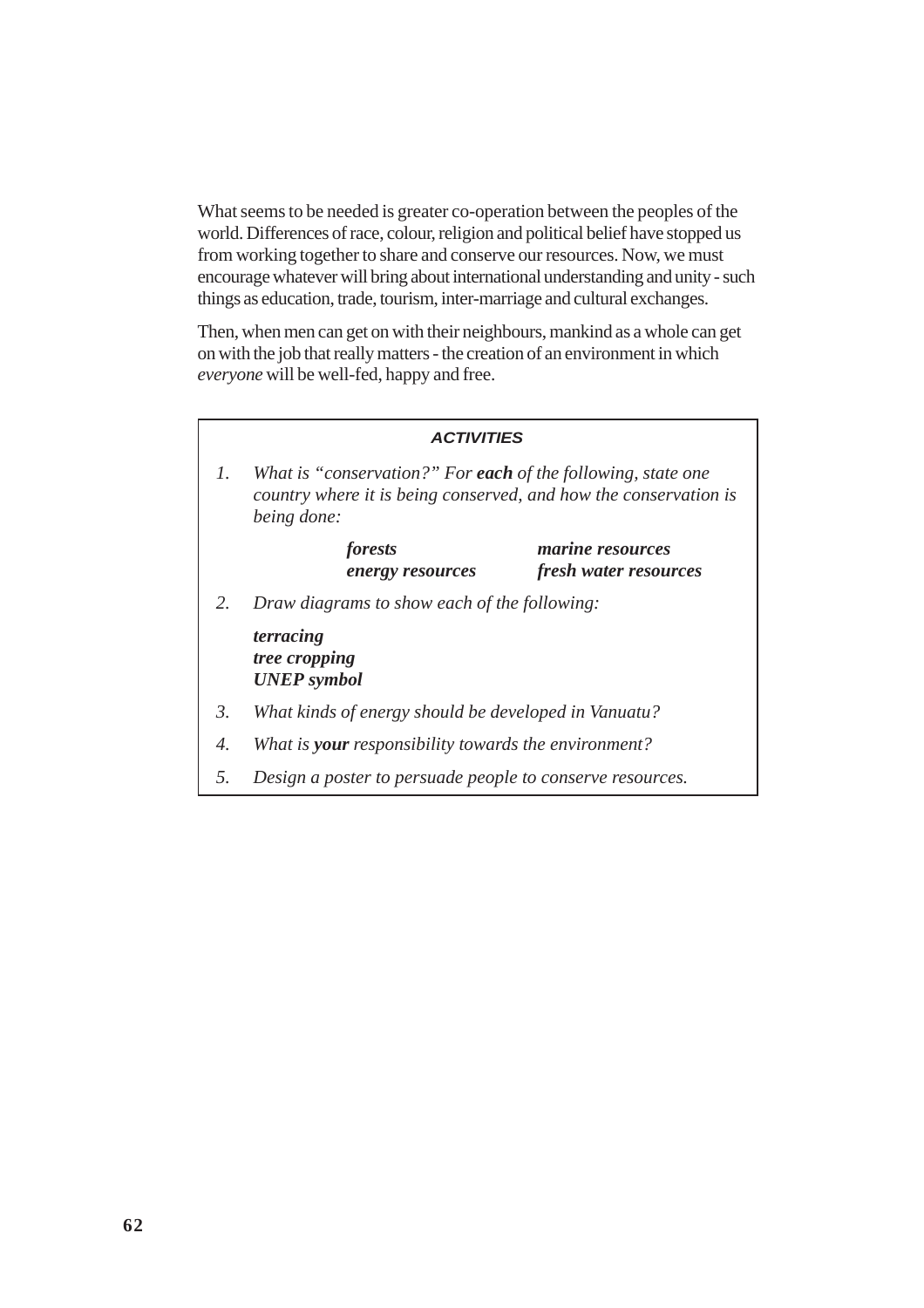What seems to be needed is greater co-operation between the peoples of the world. Differences of race, colour, religion and political belief have stopped us from working together to share and conserve our resources. Now, we must encourage whatever will bring about international understanding and unity - such things as education, trade, tourism, inter-marriage and cultural exchanges.

Then, when men can get on with their neighbours, mankind as a whole can get on with the job that really matters - the creation of an environment in which *everyone* will be well-fed, happy and free.

### *ACTIVITIES*

1. *What is "conservation?" For **each** of the following, state one country where it is being conserved, and how the conservation is being done:*

   | | |
   |---|---|
   | ***forests*** | ***marine resources*** |
   | ***energy resources*** | ***fresh water resources*** |

2. *Draw diagrams to show each of the following:*

   ***terracing***
   ***tree cropping***
   ***UNEP symbol***

3. *What kinds of energy should be developed in Vanuatu?*
4. *What is **your** responsibility towards the environment?*
5. *Design a poster to persuade people to conserve resources.*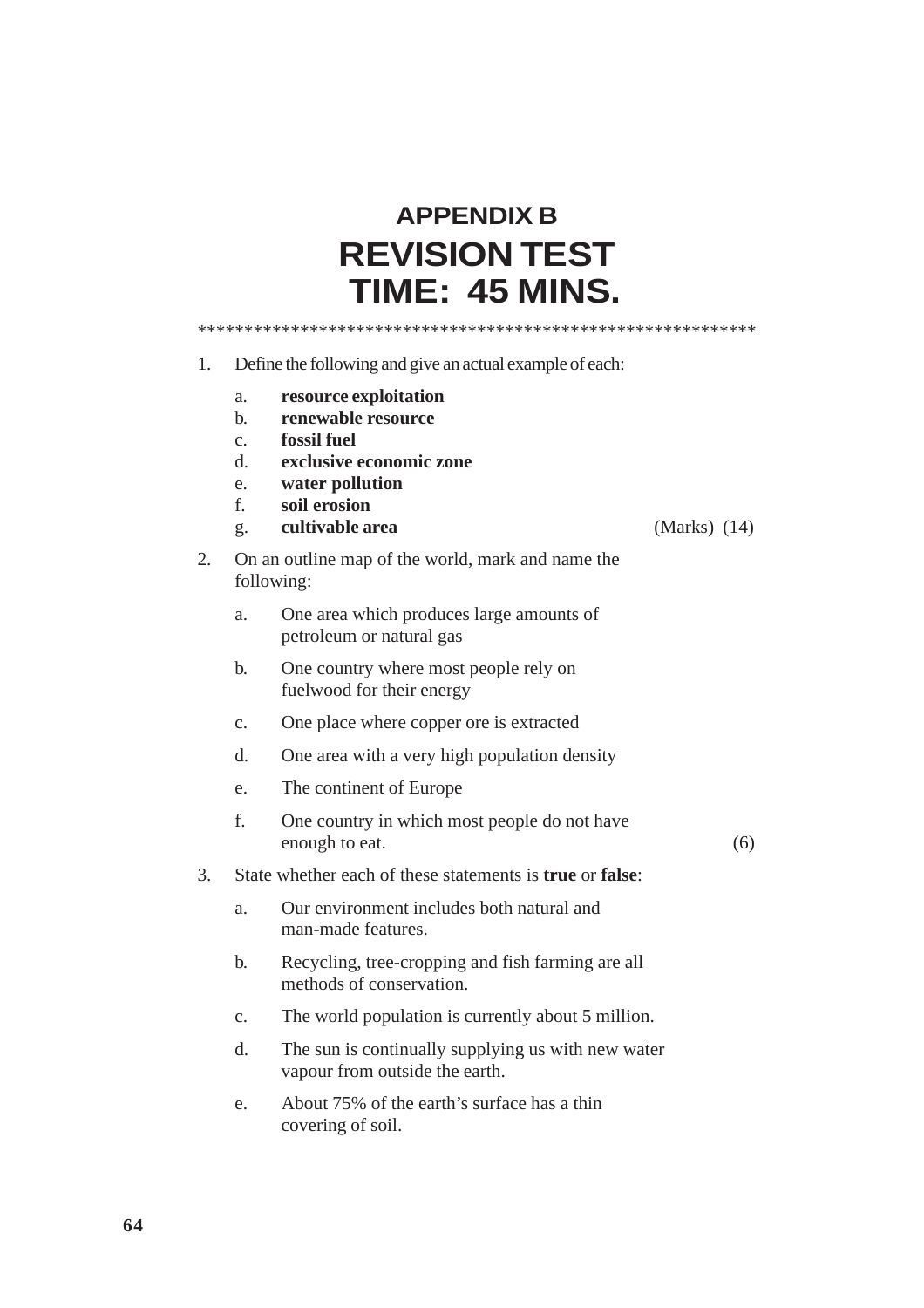# APPENDIX B

# REVISION TEST

# TIME: 45 MINS.

************************************************************

1. Define the following and give an actual example of each:

   a. **resource exploitation**
   b. **renewable resource**
   c. **fossil fuel**
   d. **exclusive economic zone**
   e. **water pollution**
   f. **soil erosion**
   g. **cultivable area** (Marks) (14)

2. On an outline map of the world, mark and name the following:

   a. One area which produces large amounts of petroleum or natural gas
   b. One country where most people rely on fuelwood for their energy
   c. One place where copper ore is extracted
   d. One area with a very high population density
   e. The continent of Europe
   f. One country in which most people do not have enough to eat. (6)

3. State whether each of these statements is **true** or **false**:

   a. Our environment includes both natural and man-made features.
   b. Recycling, tree-cropping and fish farming are all methods of conservation.
   c. The world population is currently about 5 million.
   d. The sun is continually supplying us with new water vapour from outside the earth.
   e. About 75% of the earth's surface has a thin covering of soil.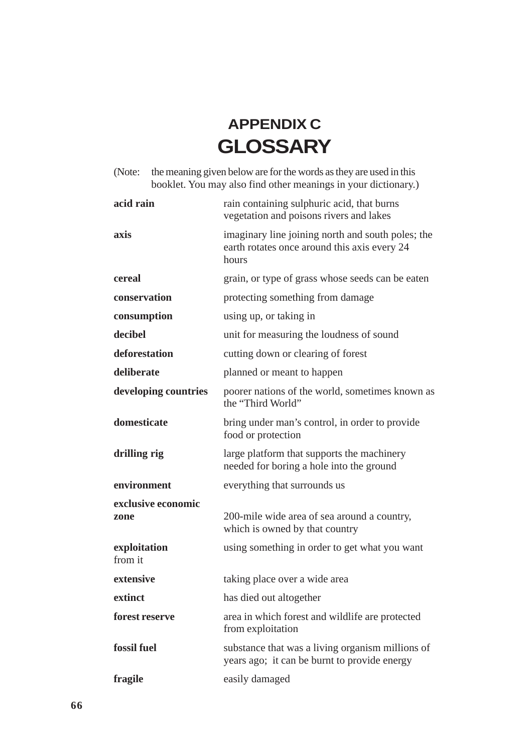# APPENDIX C
# GLOSSARY

(Note: the meaning given below are for the words as they are used in this booklet. You may also find other meanings in your dictionary.)

| | |
|---|---|
| **acid rain** | rain containing sulphuric acid, that burns vegetation and poisons rivers and lakes |
| **axis** | imaginary line joining north and south poles; the earth rotates once around this axis every 24 hours |
| **cereal** | grain, or type of grass whose seeds can be eaten |
| **conservation** | protecting something from damage |
| **consumption** | using up, or taking in |
| **decibel** | unit for measuring the loudness of sound |
| **deforestation** | cutting down or clearing of forest |
| **deliberate** | planned or meant to happen |
| **developing countries** | poorer nations of the world, sometimes known as the "Third World" |
| **domesticate** | bring under man's control, in order to provide food or protection |
| **drilling rig** | large platform that supports the machinery needed for boring a hole into the ground |
| **environment** | everything that surrounds us |
| **exclusive economic zone** | 200-mile wide area of sea around a country, which is owned by that country |
| **exploitation** | using something in order to get what you want from it |
| **extensive** | taking place over a wide area |
| **extinct** | has died out altogether |
| **forest reserve** | area in which forest and wildlife are protected from exploitation |
| **fossil fuel** | substance that was a living organism millions of years ago; it can be burnt to provide energy |
| **fragile** | easily damaged |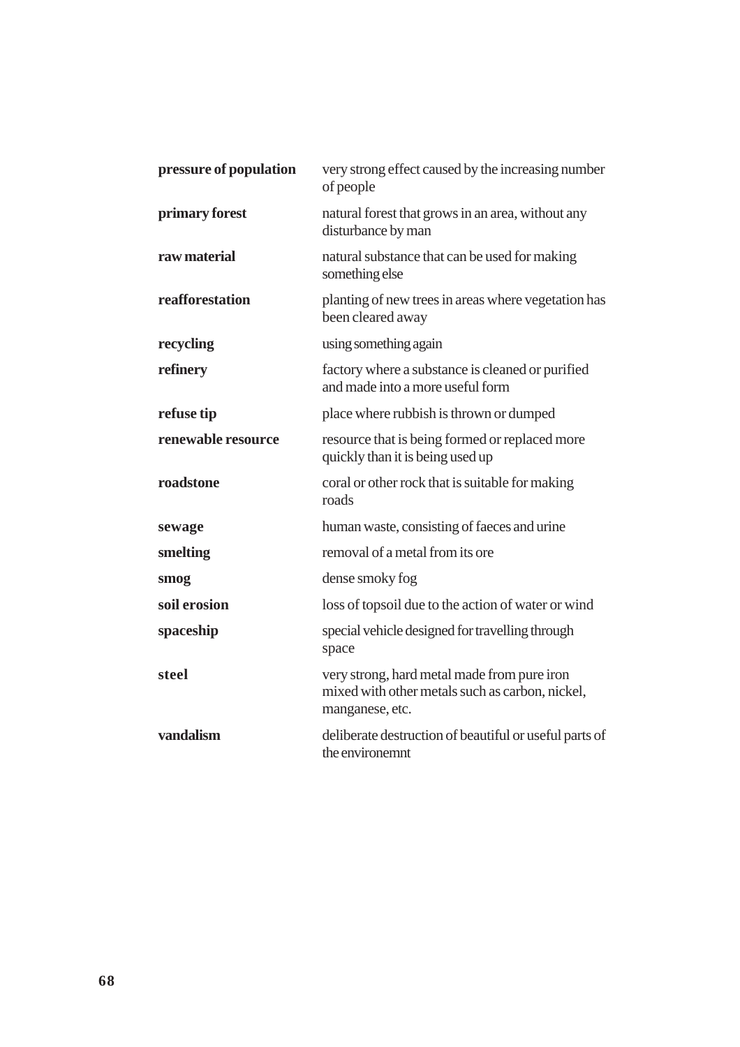| | |
|---|---|
| **pressure of population** | very strong effect caused by the increasing number of people |
| **primary forest** | natural forest that grows in an area, without any disturbance by man |
| **raw material** | natural substance that can be used for making something else |
| **reafforestation** | planting of new trees in areas where vegetation has been cleared away |
| **recycling** | using something again |
| **refinery** | factory where a substance is cleaned or purified and made into a more useful form |
| **refuse tip** | place where rubbish is thrown or dumped |
| **renewable resource** | resource that is being formed or replaced more quickly than it is being used up |
| **roadstone** | coral or other rock that is suitable for making roads |
| **sewage** | human waste, consisting of faeces and urine |
| **smelting** | removal of a metal from its ore |
| **smog** | dense smoky fog |
| **soil erosion** | loss of topsoil due to the action of water or wind |
| **spaceship** | special vehicle designed for travelling through space |
| **steel** | very strong, hard metal made from pure iron mixed with other metals such as carbon, nickel, manganese, etc. |
| **vandalism** | deliberate destruction of beautiful or useful parts of the environemnt |